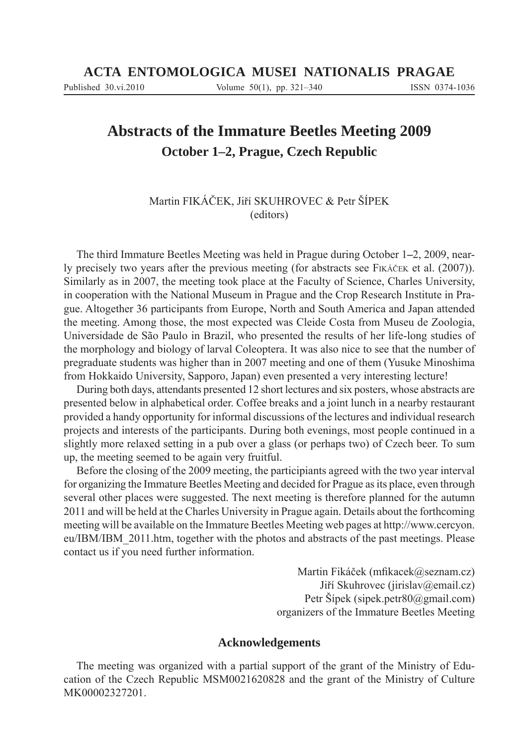# Abstracts of the Immature Beetles Meeting 2009

## October 1–2, Prague, Czech Republic

Martin FIKÁČEK, Jiří SKUHROVEC & Petr ŠÍPEK
(editors)

The third Immature Beetles Meeting was held in Prague during October 1–2, 2009, nearly precisely two years after the previous meeting (for abstracts see FIKÁČEK et al. (2007)). Similarly as in 2007, the meeting took place at the Faculty of Science, Charles University, in cooperation with the National Museum in Prague and the Crop Research Institute in Prague. Altogether 36 participants from Europe, North and South America and Japan attended the meeting. Among those, the most expected was Cleide Costa from Museu de Zoologia, Universidade de São Paulo in Brazil, who presented the results of her life-long studies of the morphology and biology of larval Coleoptera. It was also nice to see that the number of pregraduate students was higher than in 2007 meeting and one of them (Yusuke Minoshima from Hokkaido University, Sapporo, Japan) even presented a very interesting lecture!

During both days, attendants presented 12 short lectures and six posters, whose abstracts are presented below in alphabetical order. Coffee breaks and a joint lunch in a nearby restaurant provided a handy opportunity for informal discussions of the lectures and individual research projects and interests of the participants. During both evenings, most people continued in a slightly more relaxed setting in a pub over a glass (or perhaps two) of Czech beer. To sum up, the meeting seemed to be again very fruitful.

Before the closing of the 2009 meeting, the participiants agreed with the two year interval for organizing the Immature Beetles Meeting and decided for Prague as its place, even through several other places were suggested. The next meeting is therefore planned for the autumn 2011 and will be held at the Charles University in Prague again. Details about the forthcoming meeting will be available on the Immature Beetles Meeting web pages at http://www.cercyon.eu/IBM/IBM_2011.htm, together with the photos and abstracts of the past meetings. Please contact us if you need further information.

Martin Fikáček (mfikacek@seznam.cz)
Jiří Skuhrovec (jirislav@email.cz)
Petr Šípek (sipek.petr80@gmail.com)
organizers of the Immature Beetles Meeting

### Acknowledgements

The meeting was organized with a partial support of the grant of the Ministry of Education of the Czech Republic MSM0021620828 and the grant of the Ministry of Culture MK00002327201.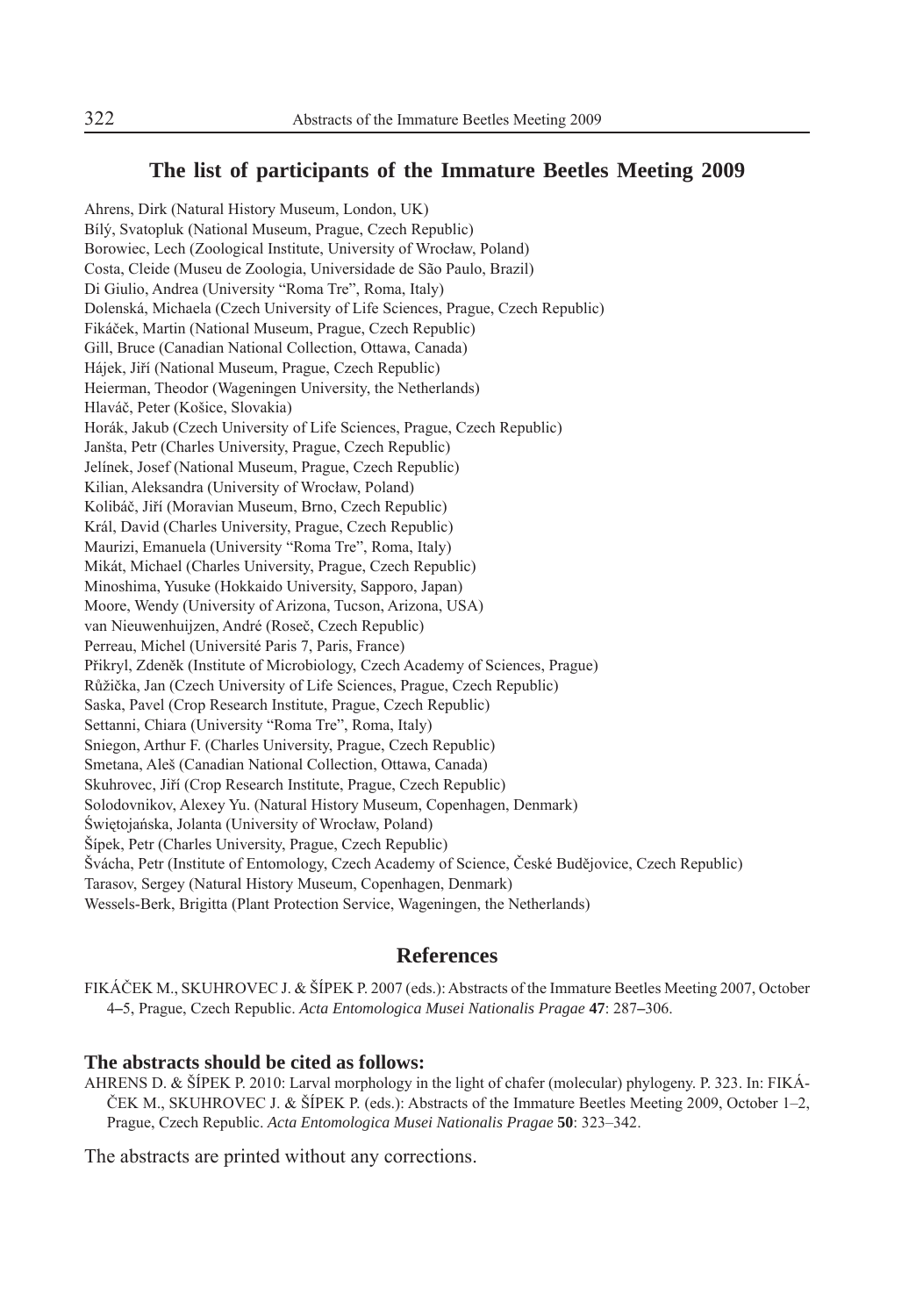## The list of participants of the Immature Beetles Meeting 2009

Ahrens, Dirk (Natural History Museum, London, UK)
Bílý, Svatopluk (National Museum, Prague, Czech Republic)
Borowiec, Lech (Zoological Institute, University of Wrocław, Poland)
Costa, Cleide (Museu de Zoologia, Universidade de São Paulo, Brazil)
Di Giulio, Andrea (University "Roma Tre", Roma, Italy)
Dolenská, Michaela (Czech University of Life Sciences, Prague, Czech Republic)
Fikáček, Martin (National Museum, Prague, Czech Republic)
Gill, Bruce (Canadian National Collection, Ottawa, Canada)
Hájek, Jiří (National Museum, Prague, Czech Republic)
Heierman, Theodor (Wageningen University, the Netherlands)
Hlaváč, Peter (Košice, Slovakia)
Horák, Jakub (Czech University of Life Sciences, Prague, Czech Republic)
Janšta, Petr (Charles University, Prague, Czech Republic)
Jelínek, Josef (National Museum, Prague, Czech Republic)
Kilian, Aleksandra (University of Wrocław, Poland)
Kolibáč, Jiří (Moravian Museum, Brno, Czech Republic)
Král, David (Charles University, Prague, Czech Republic)
Maurizi, Emanuela (University "Roma Tre", Roma, Italy)
Mikát, Michael (Charles University, Prague, Czech Republic)
Minoshima, Yusuke (Hokkaido University, Sapporo, Japan)
Moore, Wendy (University of Arizona, Tucson, Arizona, USA)
van Nieuwenhuijzen, André (Roseč, Czech Republic)
Perreau, Michel (Université Paris 7, Paris, France)
Přikryl, Zdeněk (Institute of Microbiology, Czech Academy of Sciences, Prague)
Růžička, Jan (Czech University of Life Sciences, Prague, Czech Republic)
Saska, Pavel (Crop Research Institute, Prague, Czech Republic)
Settanni, Chiara (University "Roma Tre", Roma, Italy)
Sniegon, Arthur F. (Charles University, Prague, Czech Republic)
Smetana, Aleš (Canadian National Collection, Ottawa, Canada)
Skuhrovec, Jiří (Crop Research Institute, Prague, Czech Republic)
Solodovnikov, Alexey Yu. (Natural History Museum, Copenhagen, Denmark)
Świętojańska, Jolanta (University of Wrocław, Poland)
Šípek, Petr (Charles University, Prague, Czech Republic)
Švácha, Petr (Institute of Entomology, Czech Academy of Science, České Budějovice, Czech Republic)
Tarasov, Sergey (Natural History Museum, Copenhagen, Denmark)
Wessels-Berk, Brigitta (Plant Protection Service, Wageningen, the Netherlands)

## References

FIKÁČEK M., SKUHROVEC J. & ŠÍPEK P. 2007 (eds.): Abstracts of the Immature Beetles Meeting 2007, October 4–5, Prague, Czech Republic. *Acta Entomologica Musei Nationalis Pragae* **47**: 287–306.

### The abstracts should be cited as follows:

AHRENS D. & ŠÍPEK P. 2010: Larval morphology in the light of chafer (molecular) phylogeny. P. 323. In: FIKÁČEK M., SKUHROVEC J. & ŠÍPEK P. (eds.): Abstracts of the Immature Beetles Meeting 2009, October 1–2, Prague, Czech Republic. *Acta Entomologica Musei Nationalis Pragae* **50**: 323–342.

The abstracts are printed without any corrections.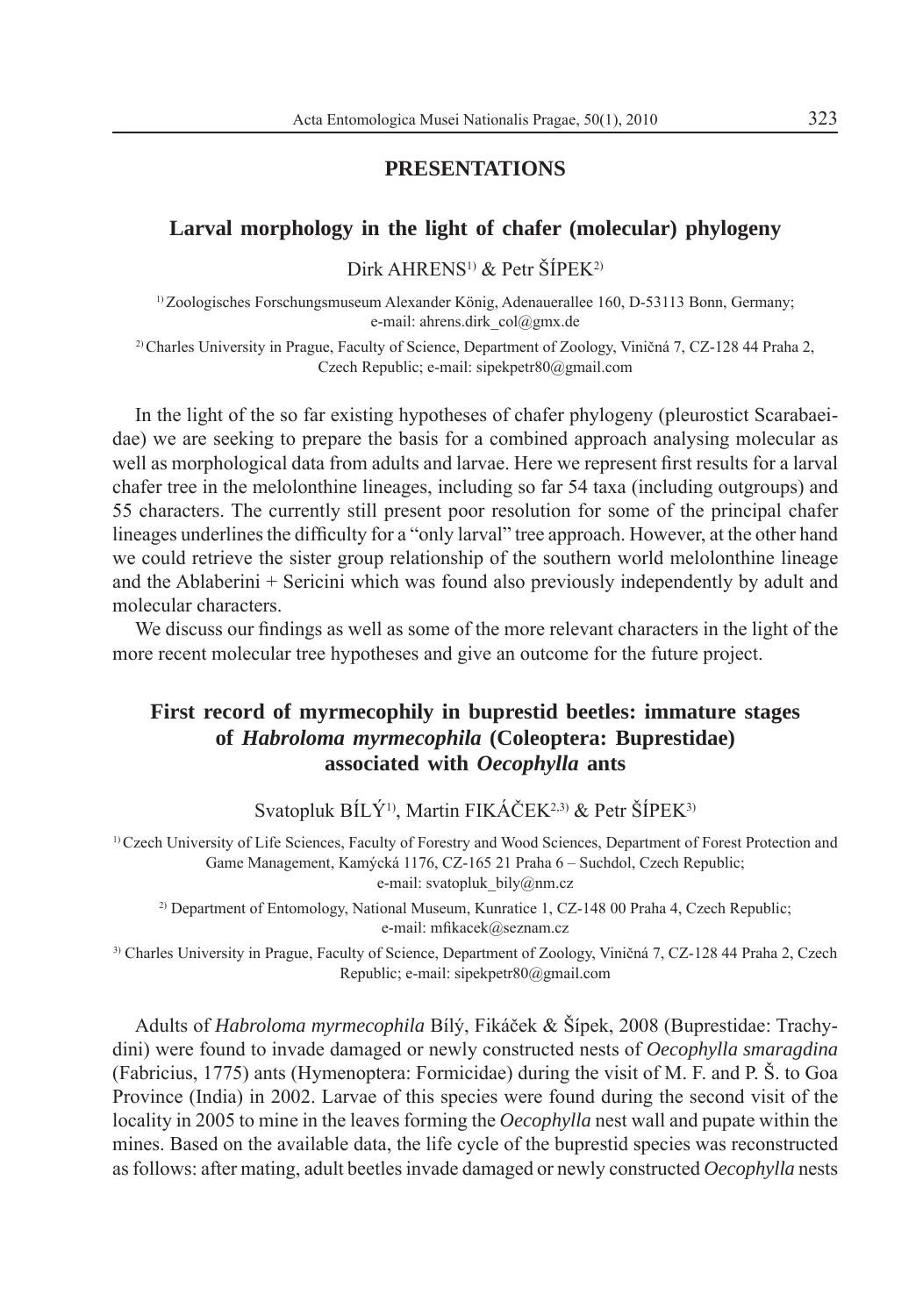## PRESENTATIONS

### Larval morphology in the light of chafer (molecular) phylogeny

Dirk AHRENS[1) & Petr ŠÍPEK[2)

[1) Zoologisches Forschungsmuseum Alexander König, Adenauerallee 160, D-53113 Bonn, Germany; e-mail: ahrens.dirk_col@gmx.de

[2) Charles University in Prague, Faculty of Science, Department of Zoology, Viničná 7, CZ-128 44 Praha 2, Czech Republic; e-mail: sipekpetr80@gmail.com

In the light of the so far existing hypotheses of chafer phylogeny (pleurostict Scarabaeidae) we are seeking to prepare the basis for a combined approach analysing molecular as well as morphological data from adults and larvae. Here we represent first results for a larval chafer tree in the melolonthine lineages, including so far 54 taxa (including outgroups) and 55 characters. The currently still present poor resolution for some of the principal chafer lineages underlines the difficulty for a "only larval" tree approach. However, at the other hand we could retrieve the sister group relationship of the southern world melolonthine lineage and the Ablaberini + Sericini which was found also previously independently by adult and molecular characters.

We discuss our findings as well as some of the more relevant characters in the light of the more recent molecular tree hypotheses and give an outcome for the future project.

### First record of myrmecophily in buprestid beetles: immature stages of *Habroloma myrmecophila* (Coleoptera: Buprestidae) associated with *Oecophylla* ants

Svatopluk BÍLÝ[1), Martin FIKÁČEK[2,3) & Petr ŠÍPEK[3)

[1) Czech University of Life Sciences, Faculty of Forestry and Wood Sciences, Department of Forest Protection and Game Management, Kamýcká 1176, CZ-165 21 Praha 6 – Suchdol, Czech Republic; e-mail: svatopluk_bily@nm.cz

[2) Department of Entomology, National Museum, Kunratice 1, CZ-148 00 Praha 4, Czech Republic; e-mail: mfikacek@seznam.cz

[3) Charles University in Prague, Faculty of Science, Department of Zoology, Viničná 7, CZ-128 44 Praha 2, Czech Republic; e-mail: sipekpetr80@gmail.com

Adults of *Habroloma myrmecophila* Bílý, Fikáček & Šípek, 2008 (Buprestidae: Trachydini) were found to invade damaged or newly constructed nests of *Oecophylla smaragdina* (Fabricius, 1775) ants (Hymenoptera: Formicidae) during the visit of M. F. and P. Š. to Goa Province (India) in 2002. Larvae of this species were found during the second visit of the locality in 2005 to mine in the leaves forming the *Oecophylla* nest wall and pupate within the mines. Based on the available data, the life cycle of the buprestid species was reconstructed as follows: after mating, adult beetles invade damaged or newly constructed *Oecophylla* nests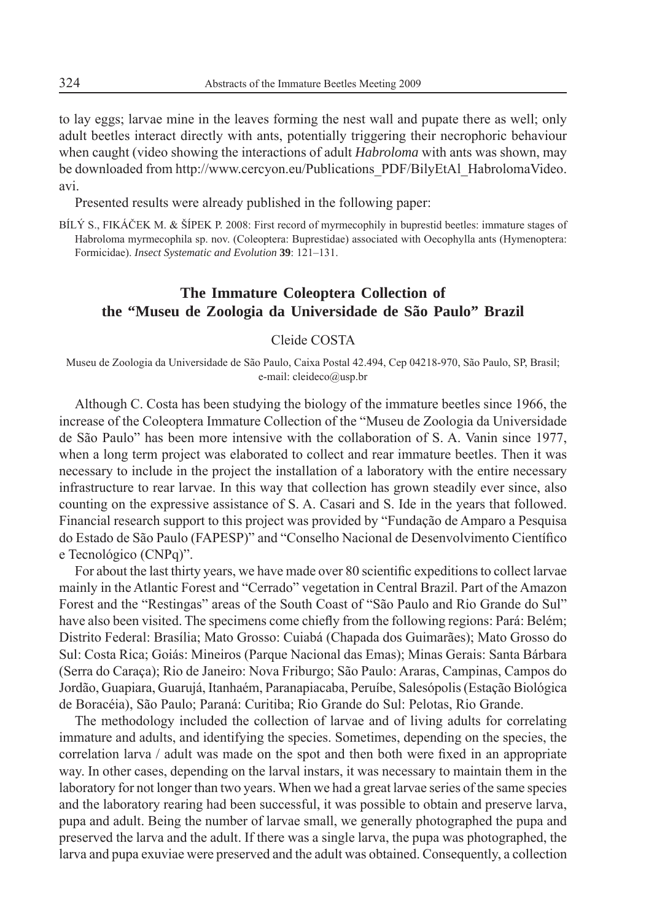to lay eggs; larvae mine in the leaves forming the nest wall and pupate there as well; only adult beetles interact directly with ants, potentially triggering their necrophoric behaviour when caught (video showing the interactions of adult *Habroloma* with ants was shown, may be downloaded from http://www.cercyon.eu/Publications_PDF/BilyEtAl_HabrolomaVideo.avi.

Presented results were already published in the following paper:

BÍLÝ S., FIKÁČEK M. & ŠÍPEK P. 2008: First record of myrmecophily in buprestid beetles: immature stages of Habroloma myrmecophila sp. nov. (Coleoptera: Buprestidae) associated with Oecophylla ants (Hymenoptera: Formicidae). *Insect Systematic and Evolution* **39**: 121–131.

## The Immature Coleoptera Collection of the "Museu de Zoologia da Universidade de São Paulo" Brazil

Cleide COSTA

Museu de Zoologia da Universidade de São Paulo, Caixa Postal 42.494, Cep 04218-970, São Paulo, SP, Brasil; e-mail: cleideco@usp.br

Although C. Costa has been studying the biology of the immature beetles since 1966, the increase of the Coleoptera Immature Collection of the "Museu de Zoologia da Universidade de São Paulo" has been more intensive with the collaboration of S. A. Vanin since 1977, when a long term project was elaborated to collect and rear immature beetles. Then it was necessary to include in the project the installation of a laboratory with the entire necessary infrastructure to rear larvae. In this way that collection has grown steadily ever since, also counting on the expressive assistance of S. A. Casari and S. Ide in the years that followed. Financial research support to this project was provided by "Fundação de Amparo a Pesquisa do Estado de São Paulo (FAPESP)" and "Conselho Nacional de Desenvolvimento Científico e Tecnológico (CNPq)".

For about the last thirty years, we have made over 80 scientific expeditions to collect larvae mainly in the Atlantic Forest and "Cerrado" vegetation in Central Brazil. Part of the Amazon Forest and the "Restingas" areas of the South Coast of "São Paulo and Rio Grande do Sul" have also been visited. The specimens come chiefly from the following regions: Pará: Belém; Distrito Federal: Brasília; Mato Grosso: Cuiabá (Chapada dos Guimarães); Mato Grosso do Sul: Costa Rica; Goiás: Mineiros (Parque Nacional das Emas); Minas Gerais: Santa Bárbara (Serra do Caraça); Rio de Janeiro: Nova Friburgo; São Paulo: Araras, Campinas, Campos do Jordão, Guapiara, Guarujá, Itanhaém, Paranapiacaba, Peruíbe, Salesópolis (Estação Biológica de Boracéia), São Paulo; Paraná: Curitiba; Rio Grande do Sul: Pelotas, Rio Grande.

The methodology included the collection of larvae and of living adults for correlating immature and adults, and identifying the species. Sometimes, depending on the species, the correlation larva / adult was made on the spot and then both were fixed in an appropriate way. In other cases, depending on the larval instars, it was necessary to maintain them in the laboratory for not longer than two years. When we had a great larvae series of the same species and the laboratory rearing had been successful, it was possible to obtain and preserve larva, pupa and adult. Being the number of larvae small, we generally photographed the pupa and preserved the larva and the adult. If there was a single larva, the pupa was photographed, the larva and pupa exuviae were preserved and the adult was obtained. Consequently, a collection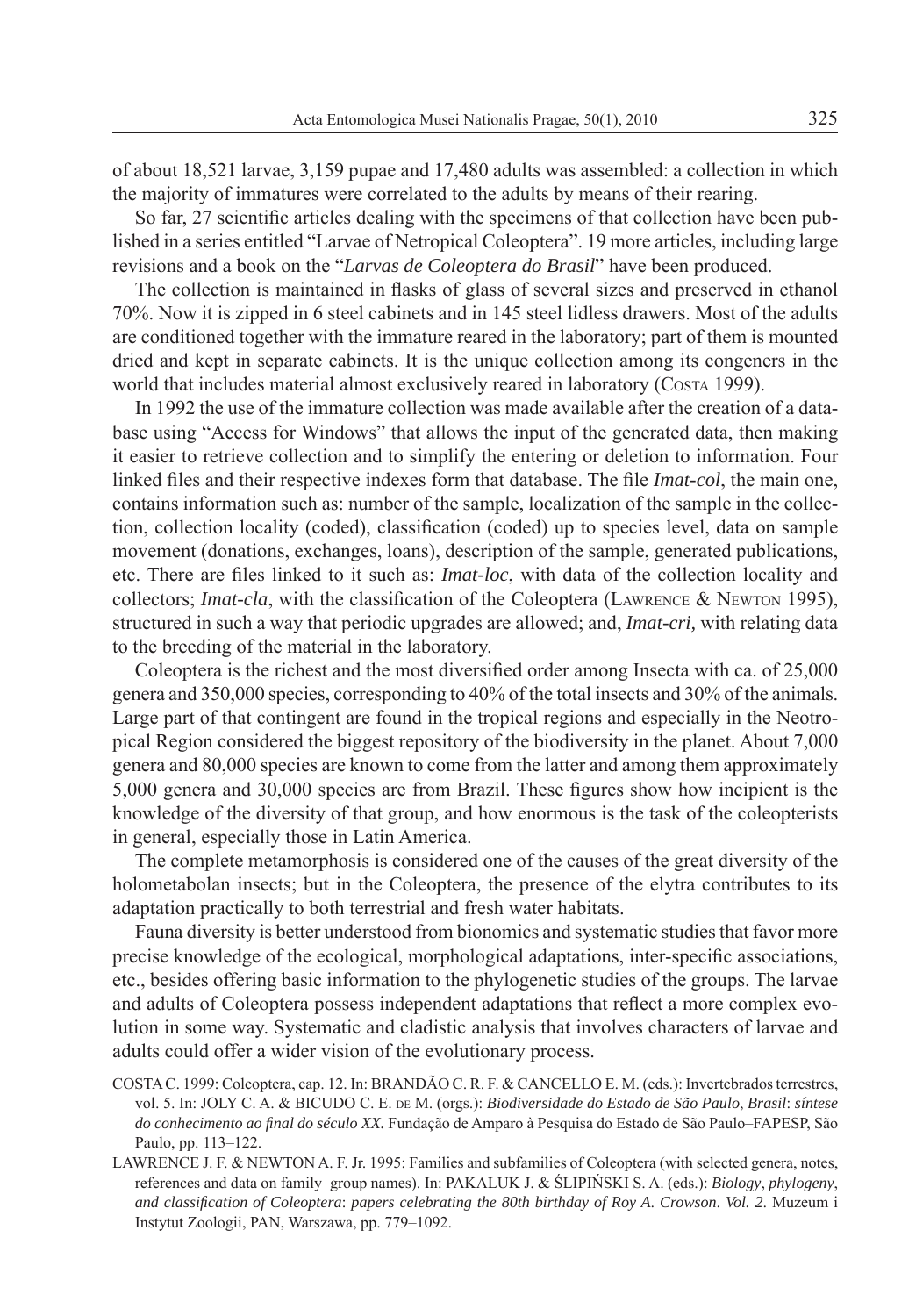of about 18,521 larvae, 3,159 pupae and 17,480 adults was assembled: a collection in which the majority of immatures were correlated to the adults by means of their rearing.

So far, 27 scientific articles dealing with the specimens of that collection have been published in a series entitled "Larvae of Netropical Coleoptera". 19 more articles, including large revisions and a book on the "*Larvas de Coleoptera do Brasil*" have been produced.

The collection is maintained in flasks of glass of several sizes and preserved in ethanol 70%. Now it is zipped in 6 steel cabinets and in 145 steel lidless drawers. Most of the adults are conditioned together with the immature reared in the laboratory; part of them is mounted dried and kept in separate cabinets. It is the unique collection among its congeners in the world that includes material almost exclusively reared in laboratory (Costa 1999).

In 1992 the use of the immature collection was made available after the creation of a database using "Access for Windows" that allows the input of the generated data, then making it easier to retrieve collection and to simplify the entering or deletion to information. Four linked files and their respective indexes form that database. The file *Imat-col*, the main one, contains information such as: number of the sample, localization of the sample in the collection, collection locality (coded), classification (coded) up to species level, data on sample movement (donations, exchanges, loans), description of the sample, generated publications, etc. There are files linked to it such as: *Imat-loc*, with data of the collection locality and collectors; *Imat-cla*, with the classification of the Coleoptera (Lawrence & Newton 1995), structured in such a way that periodic upgrades are allowed; and, *Imat-cri,* with relating data to the breeding of the material in the laboratory.

Coleoptera is the richest and the most diversified order among Insecta with ca. of 25,000 genera and 350,000 species, corresponding to 40% of the total insects and 30% of the animals. Large part of that contingent are found in the tropical regions and especially in the Neotropical Region considered the biggest repository of the biodiversity in the planet. About 7,000 genera and 80,000 species are known to come from the latter and among them approximately 5,000 genera and 30,000 species are from Brazil. These figures show how incipient is the knowledge of the diversity of that group, and how enormous is the task of the coleopterists in general, especially those in Latin America.

The complete metamorphosis is considered one of the causes of the great diversity of the holometabolan insects; but in the Coleoptera, the presence of the elytra contributes to its adaptation practically to both terrestrial and fresh water habitats.

Fauna diversity is better understood from bionomics and systematic studies that favor more precise knowledge of the ecological, morphological adaptations, inter-specific associations, etc., besides offering basic information to the phylogenetic studies of the groups. The larvae and adults of Coleoptera possess independent adaptations that reflect a more complex evolution in some way. Systematic and cladistic analysis that involves characters of larvae and adults could offer a wider vision of the evolutionary process.

COSTA C. 1999: Coleoptera, cap. 12. In: BRANDÃO C. R. F. & CANCELLO E. M. (eds.): Invertebrados terrestres, vol. 5. In: JOLY C. A. & BICUDO C. E. de M. (orgs.): *Biodiversidade do Estado de São Paulo, Brasil: síntese do conhecimento ao final do século XX*. Fundação de Amparo à Pesquisa do Estado de São Paulo–FAPESP, São Paulo, pp. 113–122.

LAWRENCE J. F. & NEWTON A. F. Jr. 1995: Families and subfamilies of Coleoptera (with selected genera, notes, references and data on family–group names). In: PAKALUK J. & ŚLIPIŃSKI S. A. (eds.): *Biology, phylogeny, and classification of Coleoptera: papers celebrating the 80th birthday of Roy A. Crowson. Vol. 2*. Muzeum i Instytut Zoologii, PAN, Warszawa, pp. 779–1092.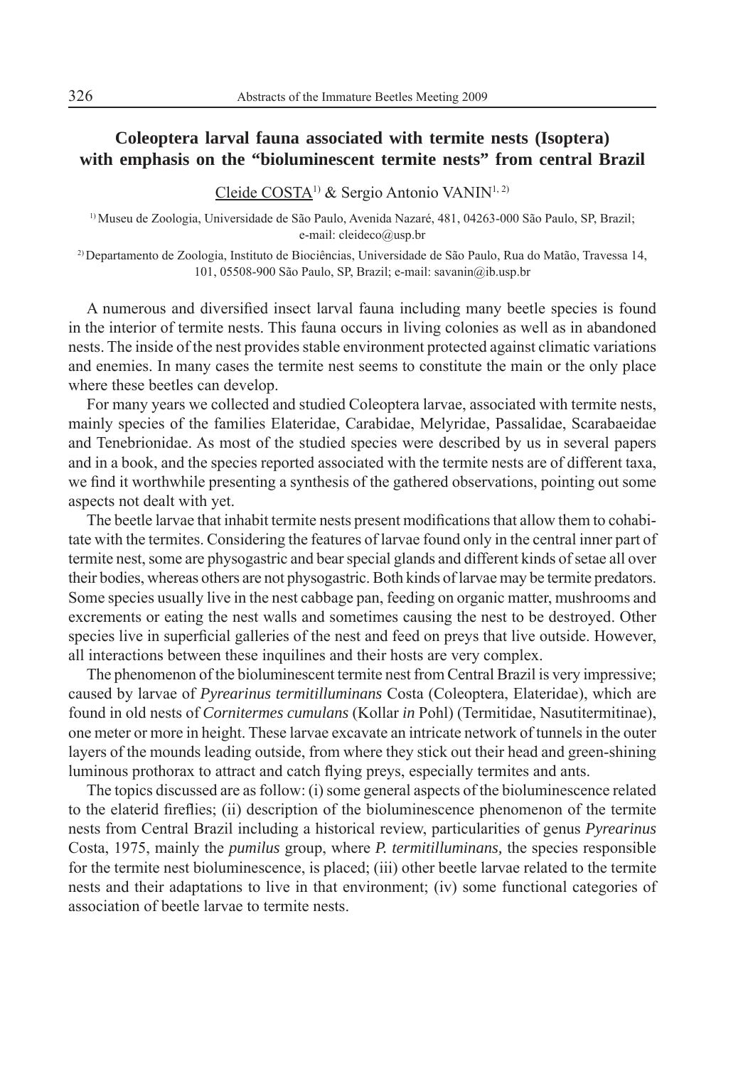## Coleoptera larval fauna associated with termite nests (Isoptera) with emphasis on the "bioluminescent termite nests" from central Brazil

Cleide COSTA[1)] & Sergio Antonio VANIN[1, 2)]

[1)] Museu de Zoologia, Universidade de São Paulo, Avenida Nazaré, 481, 04263-000 São Paulo, SP, Brazil; e-mail: cleideco@usp.br

[2)] Departamento de Zoologia, Instituto de Biociências, Universidade de São Paulo, Rua do Matão, Travessa 14, 101, 05508-900 São Paulo, SP, Brazil; e-mail: savanin@ib.usp.br

A numerous and diversified insect larval fauna including many beetle species is found in the interior of termite nests. This fauna occurs in living colonies as well as in abandoned nests. The inside of the nest provides stable environment protected against climatic variations and enemies. In many cases the termite nest seems to constitute the main or the only place where these beetles can develop.

For many years we collected and studied Coleoptera larvae, associated with termite nests, mainly species of the families Elateridae, Carabidae, Melyridae, Passalidae, Scarabaeidae and Tenebrionidae. As most of the studied species were described by us in several papers and in a book, and the species reported associated with the termite nests are of different taxa, we find it worthwhile presenting a synthesis of the gathered observations, pointing out some aspects not dealt with yet.

The beetle larvae that inhabit termite nests present modifications that allow them to cohabitate with the termites. Considering the features of larvae found only in the central inner part of termite nest, some are physogastric and bear special glands and different kinds of setae all over their bodies, whereas others are not physogastric. Both kinds of larvae may be termite predators. Some species usually live in the nest cabbage pan, feeding on organic matter, mushrooms and excrements or eating the nest walls and sometimes causing the nest to be destroyed. Other species live in superficial galleries of the nest and feed on preys that live outside. However, all interactions between these inquilines and their hosts are very complex.

The phenomenon of the bioluminescent termite nest from Central Brazil is very impressive; caused by larvae of *Pyrearinus termitilluminans* Costa (Coleoptera, Elateridae), which are found in old nests of *Cornitermes cumulans* (Kollar *in* Pohl) (Termitidae, Nasutitermitinae), one meter or more in height. These larvae excavate an intricate network of tunnels in the outer layers of the mounds leading outside, from where they stick out their head and green-shining luminous prothorax to attract and catch flying preys, especially termites and ants.

The topics discussed are as follow: (i) some general aspects of the bioluminescence related to the elaterid fireflies; (ii) description of the bioluminescence phenomenon of the termite nests from Central Brazil including a historical review, particularities of genus *Pyrearinus* Costa, 1975, mainly the *pumilus* group, where *P. termitilluminans,* the species responsible for the termite nest bioluminescence, is placed; (iii) other beetle larvae related to the termite nests and their adaptations to live in that environment; (iv) some functional categories of association of beetle larvae to termite nests.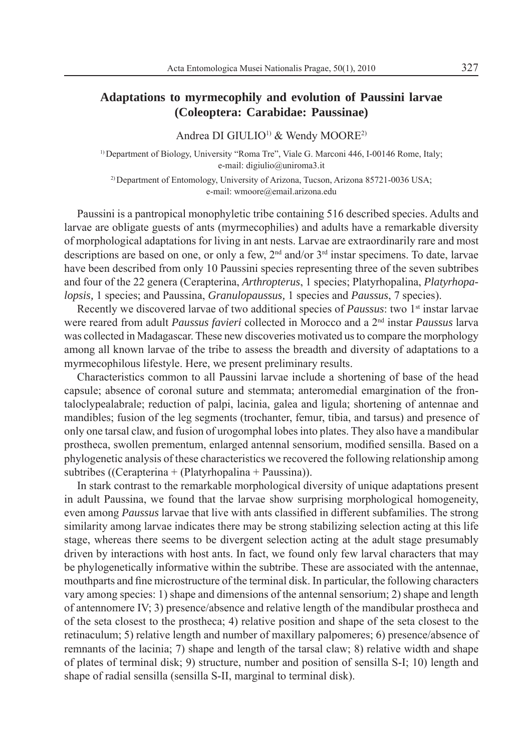## Adaptations to myrmecophily and evolution of Paussini larvae (Coleoptera: Carabidae: Paussinae)

Andrea DI GIULIO[1] & Wendy MOORE[2]

[1] Department of Biology, University "Roma Tre", Viale G. Marconi 446, I-00146 Rome, Italy; e-mail: digiulio@uniroma3.it

[2] Department of Entomology, University of Arizona, Tucson, Arizona 85721-0036 USA; e-mail: wmoore@email.arizona.edu

Paussini is a pantropical monophyletic tribe containing 516 described species. Adults and larvae are obligate guests of ants (myrmecophilies) and adults have a remarkable diversity of morphological adaptations for living in ant nests. Larvae are extraordinarily rare and most descriptions are based on one, or only a few, 2nd and/or 3rd instar specimens. To date, larvae have been described from only 10 Paussini species representing three of the seven subtribes and four of the 22 genera (Cerapterina, *Arthropterus*, 1 species; Platyrhopalina, *Platyrhopalopsis,* 1 species; and Paussina, *Granulopaussus,* 1 species and *Paussus*, 7 species).

Recently we discovered larvae of two additional species of *Paussus*: two 1st instar larvae were reared from adult *Paussus favieri* collected in Morocco and a 2nd instar *Paussus* larva was collected in Madagascar. These new discoveries motivated us to compare the morphology among all known larvae of the tribe to assess the breadth and diversity of adaptations to a myrmecophilous lifestyle. Here, we present preliminary results.

Characteristics common to all Paussini larvae include a shortening of base of the head capsule; absence of coronal suture and stemmata; anteromedial emargination of the frontaloclypealabrale; reduction of palpi, lacinia, galea and ligula; shortening of antennae and mandibles; fusion of the leg segments (trochanter, femur, tibia, and tarsus) and presence of only one tarsal claw, and fusion of urogomphal lobes into plates. They also have a mandibular prostheca, swollen prementum, enlarged antennal sensorium, modified sensilla. Based on a phylogenetic analysis of these characteristics we recovered the following relationship among subtribes ((Cerapterina + (Platyrhopalina + Paussina)).

In stark contrast to the remarkable morphological diversity of unique adaptations present in adult Paussina, we found that the larvae show surprising morphological homogeneity, even among *Paussus* larvae that live with ants classified in different subfamilies. The strong similarity among larvae indicates there may be strong stabilizing selection acting at this life stage, whereas there seems to be divergent selection acting at the adult stage presumably driven by interactions with host ants. In fact, we found only few larval characters that may be phylogenetically informative within the subtribe. These are associated with the antennae, mouthparts and fine microstructure of the terminal disk. In particular, the following characters vary among species: 1) shape and dimensions of the antennal sensorium; 2) shape and length of antennomere IV; 3) presence/absence and relative length of the mandibular prostheca and of the seta closest to the prostheca; 4) relative position and shape of the seta closest to the retinaculum; 5) relative length and number of maxillary palpomeres; 6) presence/absence of remnants of the lacinia; 7) shape and length of the tarsal claw; 8) relative width and shape of plates of terminal disk; 9) structure, number and position of sensilla S-I; 10) length and shape of radial sensilla (sensilla S-II, marginal to terminal disk).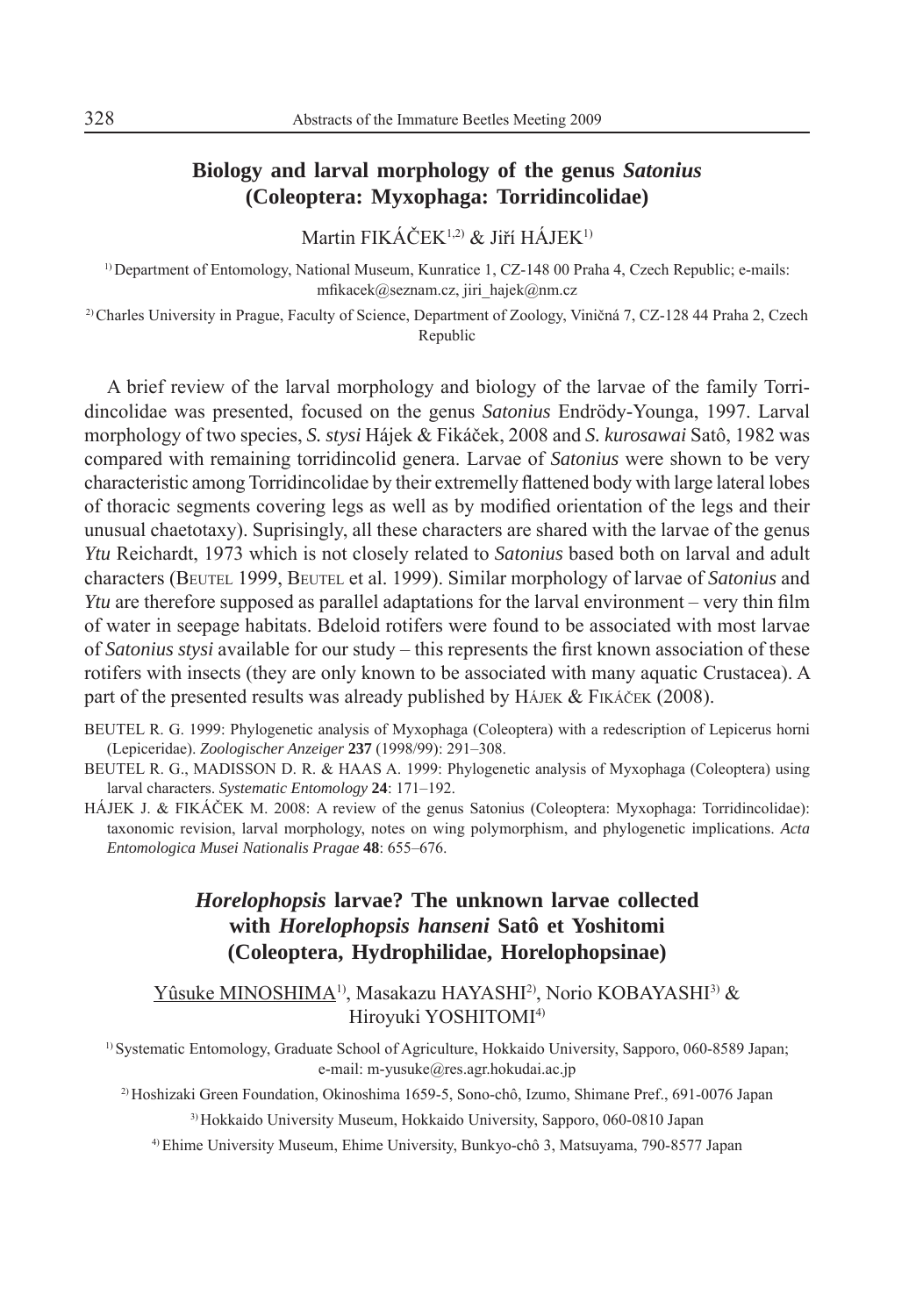## Biology and larval morphology of the genus *Satonius* (Coleoptera: Myxophaga: Torridincolidae)

Martin FIKÁČEK[1,2] & Jiří HÁJEK[1]

[1] Department of Entomology, National Museum, Kunratice 1, CZ-148 00 Praha 4, Czech Republic; e-mails: mfikacek@seznam.cz, jiri_hajek@nm.cz

[2] Charles University in Prague, Faculty of Science, Department of Zoology, Viničná 7, CZ-128 44 Praha 2, Czech Republic

A brief review of the larval morphology and biology of the larvae of the family Torridincolidae was presented, focused on the genus *Satonius* Endrödy-Younga, 1997. Larval morphology of two species, *S. stysi* Hájek & Fikáček, 2008 and *S. kurosawai* Satô, 1982 was compared with remaining torridincolid genera. Larvae of *Satonius* were shown to be very characteristic among Torridincolidae by their extremelly flattened body with large lateral lobes of thoracic segments covering legs as well as by modified orientation of the legs and their unusual chaetotaxy). Suprisingly, all these characters are shared with the larvae of the genus *Ytu* Reichardt, 1973 which is not closely related to *Satonius* based both on larval and adult characters (BEUTEL 1999, BEUTEL et al. 1999). Similar morphology of larvae of *Satonius* and *Ytu* are therefore supposed as parallel adaptations for the larval environment – very thin film of water in seepage habitats. Bdeloid rotifers were found to be associated with most larvae of *Satonius stysi* available for our study – this represents the first known association of these rotifers with insects (they are only known to be associated with many aquatic Crustacea). A part of the presented results was already published by HÁJEK & FIKÁČEK (2008).

BEUTEL R. G. 1999: Phylogenetic analysis of Myxophaga (Coleoptera) with a redescription of Lepicerus horni (Lepiceridae). *Zoologischer Anzeiger* **237** (1998/99): 291–308.

BEUTEL R. G., MADISSON D. R. & HAAS A. 1999: Phylogenetic analysis of Myxophaga (Coleoptera) using larval characters. *Systematic Entomology* **24**: 171–192.

HÁJEK J. & FIKÁČEK M. 2008: A review of the genus Satonius (Coleoptera: Myxophaga: Torridincolidae): taxonomic revision, larval morphology, notes on wing polymorphism, and phylogenetic implications. *Acta Entomologica Musei Nationalis Pragae* **48**: 655–676.

## *Horelophopsis* larvae? The unknown larvae collected with *Horelophopsis hanseni* Satô et Yoshitomi (Coleoptera, Hydrophilidae, Horelophopsinae)

Yûsuke MINOSHIMA[1], Masakazu HAYASHI[2], Norio KOBAYASHI[3] & Hiroyuki YOSHITOMI[4]

[1] Systematic Entomology, Graduate School of Agriculture, Hokkaido University, Sapporo, 060-8589 Japan; e-mail: m-yusuke@res.agr.hokudai.ac.jp

[2] Hoshizaki Green Foundation, Okinoshima 1659-5, Sono-chô, Izumo, Shimane Pref., 691-0076 Japan

[3] Hokkaido University Museum, Hokkaido University, Sapporo, 060-0810 Japan

[4] Ehime University Museum, Ehime University, Bunkyo-chô 3, Matsuyama, 790-8577 Japan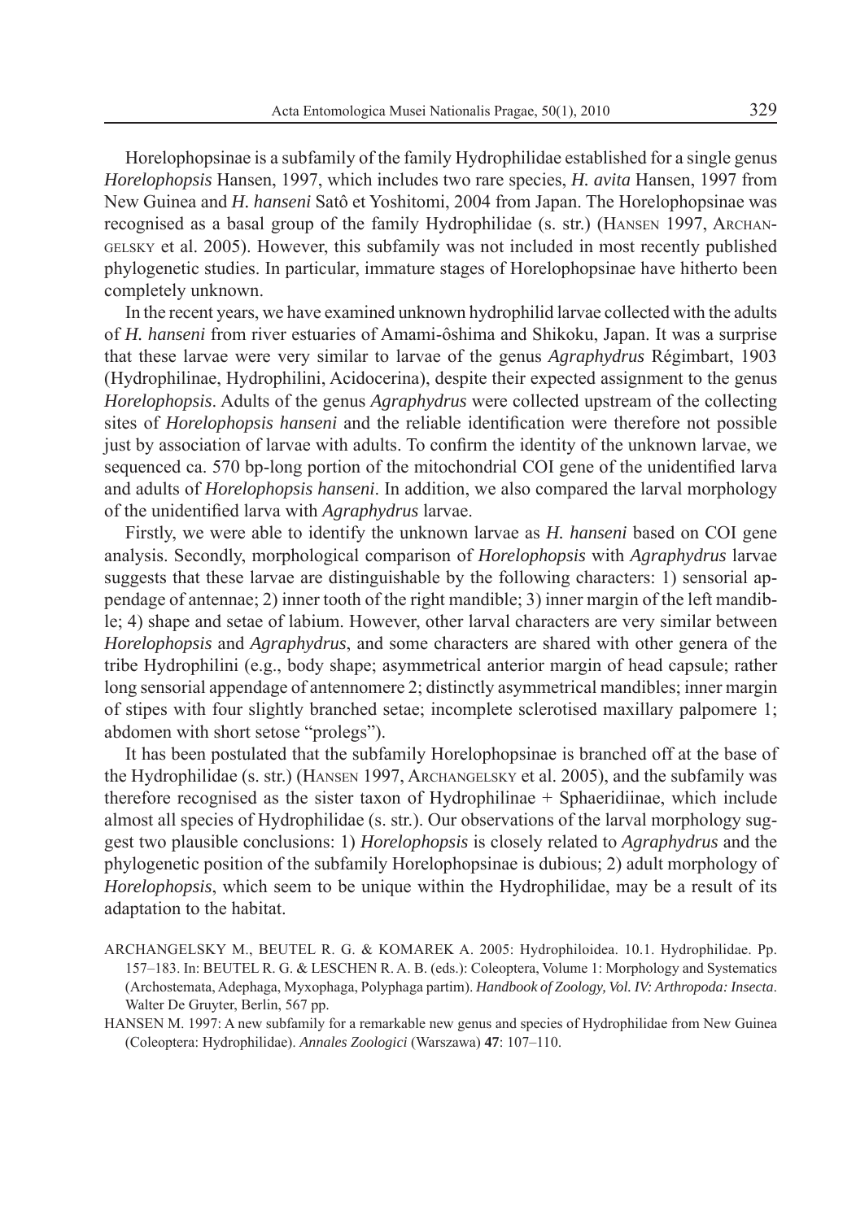Horelophopsinae is a subfamily of the family Hydrophilidae established for a single genus *Horelophopsis* Hansen, 1997, which includes two rare species, *H. avita* Hansen, 1997 from New Guinea and *H. hanseni* Satô et Yoshitomi, 2004 from Japan. The Horelophopsinae was recognised as a basal group of the family Hydrophilidae (s. str.) (Hansen 1997, Archangelsky et al. 2005). However, this subfamily was not included in most recently published phylogenetic studies. In particular, immature stages of Horelophopsinae have hitherto been completely unknown.

In the recent years, we have examined unknown hydrophilid larvae collected with the adults of *H. hanseni* from river estuaries of Amami-ôshima and Shikoku, Japan. It was a surprise that these larvae were very similar to larvae of the genus *Agraphydrus* Régimbart, 1903 (Hydrophilinae, Hydrophilini, Acidocerina), despite their expected assignment to the genus *Horelophopsis*. Adults of the genus *Agraphydrus* were collected upstream of the collecting sites of *Horelophopsis hanseni* and the reliable identification were therefore not possible just by association of larvae with adults. To confirm the identity of the unknown larvae, we sequenced ca. 570 bp-long portion of the mitochondrial COI gene of the unidentified larva and adults of *Horelophopsis hanseni*. In addition, we also compared the larval morphology of the unidentified larva with *Agraphydrus* larvae.

Firstly, we were able to identify the unknown larvae as *H. hanseni* based on COI gene analysis. Secondly, morphological comparison of *Horelophopsis* with *Agraphydrus* larvae suggests that these larvae are distinguishable by the following characters: 1) sensorial appendage of antennae; 2) inner tooth of the right mandible; 3) inner margin of the left mandible; 4) shape and setae of labium. However, other larval characters are very similar between *Horelophopsis* and *Agraphydrus*, and some characters are shared with other genera of the tribe Hydrophilini (e.g., body shape; asymmetrical anterior margin of head capsule; rather long sensorial appendage of antennomere 2; distinctly asymmetrical mandibles; inner margin of stipes with four slightly branched setae; incomplete sclerotised maxillary palpomere 1; abdomen with short setose "prolegs").

It has been postulated that the subfamily Horelophopsinae is branched off at the base of the Hydrophilidae (s. str.) (Hansen 1997, Archangelsky et al. 2005), and the subfamily was therefore recognised as the sister taxon of Hydrophilinae + Sphaeridiinae, which include almost all species of Hydrophilidae (s. str.). Our observations of the larval morphology suggest two plausible conclusions: 1) *Horelophopsis* is closely related to *Agraphydrus* and the phylogenetic position of the subfamily Horelophopsinae is dubious; 2) adult morphology of *Horelophopsis*, which seem to be unique within the Hydrophilidae, may be a result of its adaptation to the habitat.

ARCHANGELSKY M., BEUTEL R. G. & KOMAREK A. 2005: Hydrophiloidea. 10.1. Hydrophilidae. Pp. 157–183. In: BEUTEL R. G. & LESCHEN R. A. B. (eds.): Coleoptera, Volume 1: Morphology and Systematics (Archostemata, Adephaga, Myxophaga, Polyphaga partim). *Handbook of Zoology, Vol. IV: Arthropoda: Insecta*. Walter De Gruyter, Berlin, 567 pp.

HANSEN M. 1997: A new subfamily for a remarkable new genus and species of Hydrophilidae from New Guinea (Coleoptera: Hydrophilidae). *Annales Zoologici* (Warszawa) **47**: 107–110.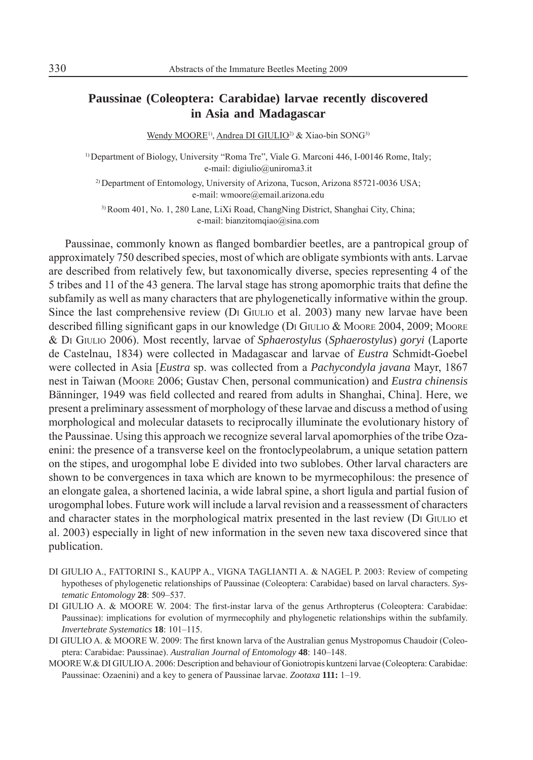## Paussinae (Coleoptera: Carabidae) larvae recently discovered in Asia and Madagascar

Wendy MOORE[1], Andrea DI GIULIO[2] & Xiao-bin SONG[3]

[1] Department of Biology, University "Roma Tre", Viale G. Marconi 446, I-00146 Rome, Italy; e-mail: digiulio@uniroma3.it

[2] Department of Entomology, University of Arizona, Tucson, Arizona 85721-0036 USA; e-mail: wmoore@email.arizona.edu

[3] Room 401, No. 1, 280 Lane, LiXi Road, ChangNing District, Shanghai City, China; e-mail: bianzitomqiao@sina.com

Paussinae, commonly known as flanged bombardier beetles, are a pantropical group of approximately 750 described species, most of which are obligate symbionts with ants. Larvae are described from relatively few, but taxonomically diverse, species representing 4 of the 5 tribes and 11 of the 43 genera. The larval stage has strong apomorphic traits that define the subfamily as well as many characters that are phylogenetically informative within the group. Since the last comprehensive review (DI GIULIO et al. 2003) many new larvae have been described filling significant gaps in our knowledge (DI GIULIO & MOORE 2004, 2009; MOORE & DI GIULIO 2006). Most recently, larvae of *Sphaerostylus* (*Sphaerostylus*) *goryi* (Laporte de Castelnau, 1834) were collected in Madagascar and larvae of *Eustra* Schmidt-Goebel were collected in Asia [*Eustra* sp. was collected from a *Pachycondyla javana* Mayr, 1867 nest in Taiwan (MOORE 2006; Gustav Chen, personal communication) and *Eustra chinensis* Bänninger, 1949 was field collected and reared from adults in Shanghai, China]. Here, we present a preliminary assessment of morphology of these larvae and discuss a method of using morphological and molecular datasets to reciprocally illuminate the evolutionary history of the Paussinae. Using this approach we recognize several larval apomorphies of the tribe Ozaenini: the presence of a transverse keel on the frontoclypeolabrum, a unique setation pattern on the stipes, and urogomphal lobe E divided into two sublobes. Other larval characters are shown to be convergences in taxa which are known to be myrmecophilous: the presence of an elongate galea, a shortened lacinia, a wide labral spine, a short ligula and partial fusion of urogomphal lobes. Future work will include a larval revision and a reassessment of characters and character states in the morphological matrix presented in the last review (DI GIULIO et al. 2003) especially in light of new information in the seven new taxa discovered since that publication.

DI GIULIO A., FATTORINI S., KAUPP A., VIGNA TAGLIANTI A. & NAGEL P. 2003: Review of competing hypotheses of phylogenetic relationships of Paussinae (Coleoptera: Carabidae) based on larval characters. *Systematic Entomology* **28**: 509–537.

DI GIULIO A. & MOORE W. 2004: The first-instar larva of the genus Arthropterus (Coleoptera: Carabidae: Paussinae): implications for evolution of myrmecophily and phylogenetic relationships within the subfamily. *Invertebrate Systematics* **18**: 101–115.

DI GIULIO A. & MOORE W. 2009: The first known larva of the Australian genus Mystropomus Chaudoir (Coleoptera: Carabidae: Paussinae). *Australian Journal of Entomology* **48**: 140–148.

MOORE W. & DI GIULIO A. 2006: Description and behaviour of Goniotropis kuntzeni larvae (Coleoptera: Carabidae: Paussinae: Ozaenini) and a key to genera of Paussinae larvae. *Zootaxa* **111:** 1–19.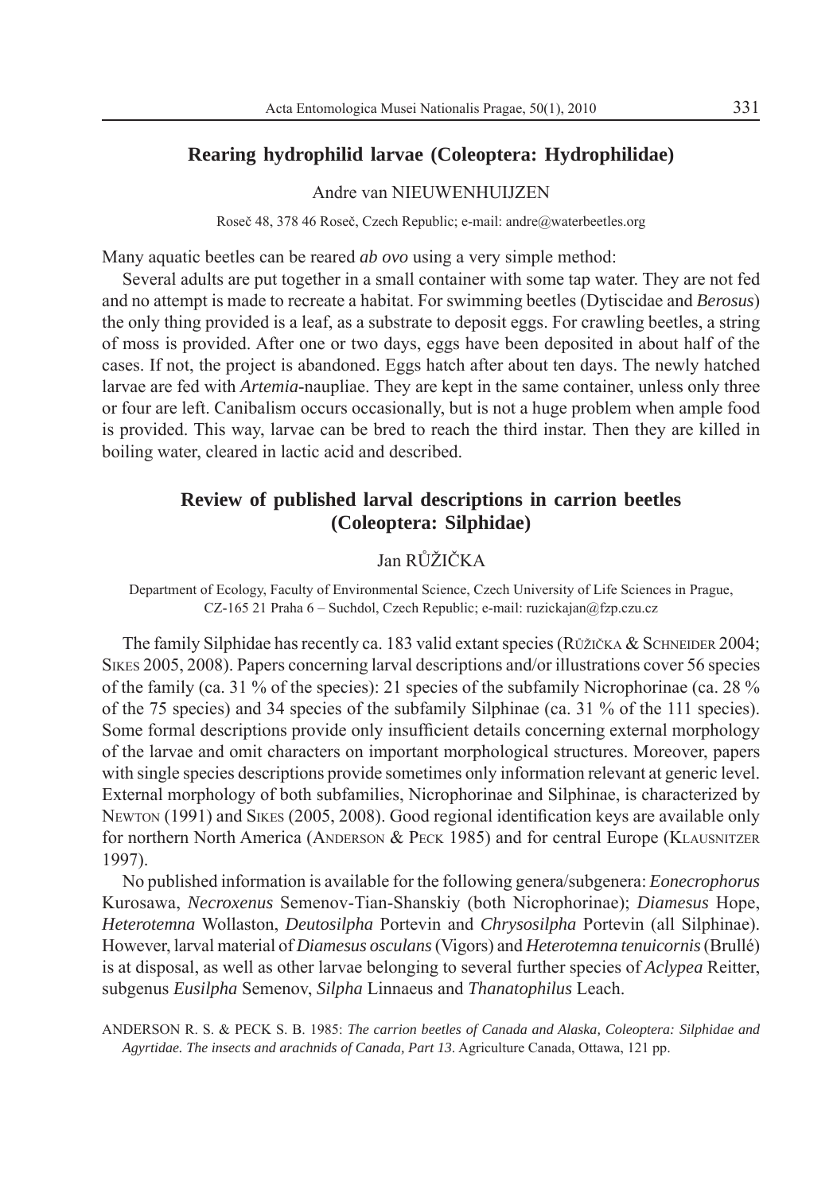## Rearing hydrophilid larvae (Coleoptera: Hydrophilidae)

Andre van NIEUWENHUIJZEN

Roseč 48, 378 46 Roseč, Czech Republic; e-mail: andre@waterbeetles.org

Many aquatic beetles can be reared *ab ovo* using a very simple method:

Several adults are put together in a small container with some tap water. They are not fed and no attempt is made to recreate a habitat. For swimming beetles (Dytiscidae and *Berosus*) the only thing provided is a leaf, as a substrate to deposit eggs. For crawling beetles, a string of moss is provided. After one or two days, eggs have been deposited in about half of the cases. If not, the project is abandoned. Eggs hatch after about ten days. The newly hatched larvae are fed with *Artemia*-naupliae. They are kept in the same container, unless only three or four are left. Canibalism occurs occasionally, but is not a huge problem when ample food is provided. This way, larvae can be bred to reach the third instar. Then they are killed in boiling water, cleared in lactic acid and described.

## Review of published larval descriptions in carrion beetles (Coleoptera: Silphidae)

Jan RŮŽIČKA

Department of Ecology, Faculty of Environmental Science, Czech University of Life Sciences in Prague, CZ-165 21 Praha 6 – Suchdol, Czech Republic; e-mail: ruzickajan@fzp.czu.cz

The family Silphidae has recently ca. 183 valid extant species (Růžička & Schneider 2004; Sikes 2005, 2008). Papers concerning larval descriptions and/or illustrations cover 56 species of the family (ca. 31 % of the species): 21 species of the subfamily Nicrophorinae (ca. 28 % of the 75 species) and 34 species of the subfamily Silphinae (ca. 31 % of the 111 species). Some formal descriptions provide only insufficient details concerning external morphology of the larvae and omit characters on important morphological structures. Moreover, papers with single species descriptions provide sometimes only information relevant at generic level. External morphology of both subfamilies, Nicrophorinae and Silphinae, is characterized by Newton (1991) and Sikes (2005, 2008). Good regional identification keys are available only for northern North America (Anderson & Peck 1985) and for central Europe (Klausnitzer 1997).

No published information is available for the following genera/subgenera: *Eonecrophorus* Kurosawa, *Necroxenus* Semenov-Tian-Shanskiy (both Nicrophorinae); *Diamesus* Hope, *Heterotemna* Wollaston, *Deutosilpha* Portevin and *Chrysosilpha* Portevin (all Silphinae). However, larval material of *Diamesus osculans* (Vigors) and *Heterotemna tenuicornis* (Brullé) is at disposal, as well as other larvae belonging to several further species of *Aclypea* Reitter, subgenus *Eusilpha* Semenov, *Silpha* Linnaeus and *Thanatophilus* Leach.

ANDERSON R. S. & PECK S. B. 1985: *The carrion beetles of Canada and Alaska, Coleoptera: Silphidae and Agyrtidae. The insects and arachnids of Canada, Part 13*. Agriculture Canada, Ottawa, 121 pp.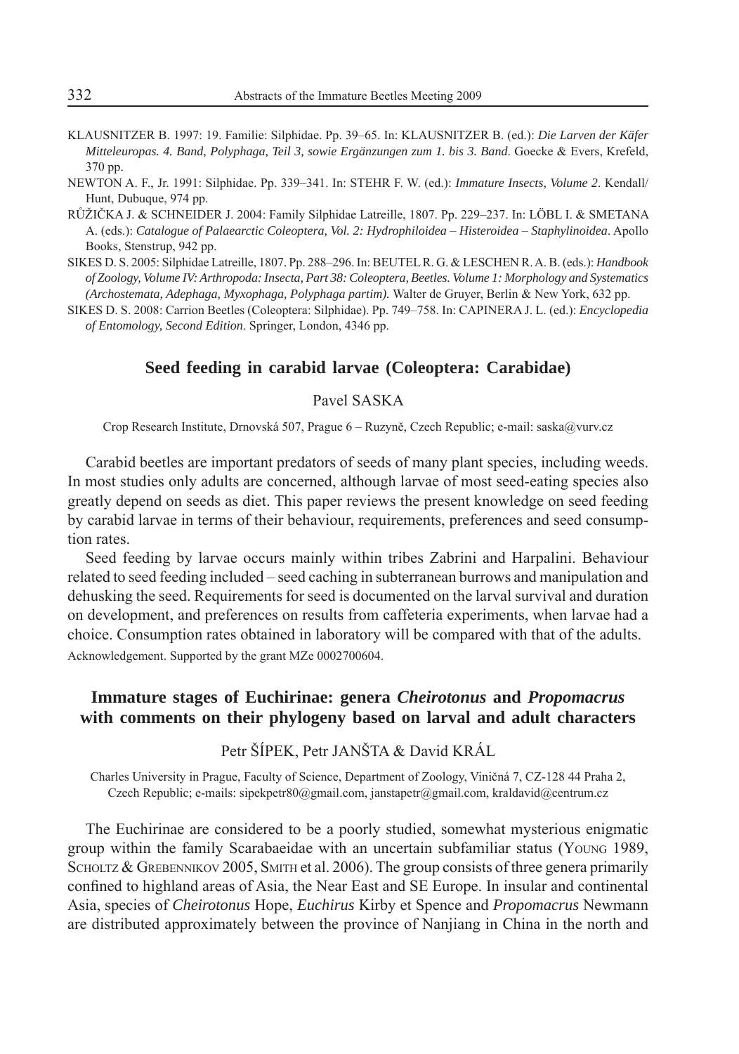KLAUSNITZER B. 1997: 19. Familie: Silphidae. Pp. 39–65. In: KLAUSNITZER B. (ed.): *Die Larven der Käfer Mitteleuropas. 4. Band, Polyphaga, Teil 3, sowie Ergänzungen zum 1. bis 3. Band*. Goecke & Evers, Krefeld, 370 pp.

NEWTON A. F., Jr. 1991: Silphidae. Pp. 339–341. In: STEHR F. W. (ed.): *Immature Insects, Volume 2*. Kendall/Hunt, Dubuque, 974 pp.

RŮŽIČKA J. & SCHNEIDER J. 2004: Family Silphidae Latreille, 1807. Pp. 229–237. In: LÖBL I. & SMETANA A. (eds.): *Catalogue of Palaearctic Coleoptera, Vol. 2: Hydrophiloidea – Histeroidea – Staphylinoidea*. Apollo Books, Stenstrup, 942 pp.

SIKES D. S. 2005: Silphidae Latreille, 1807. Pp. 288–296. In: BEUTEL R. G. & LESCHEN R. A. B. (eds.): *Handbook of Zoology, Volume IV: Arthropoda: Insecta, Part 38: Coleoptera, Beetles. Volume 1: Morphology and Systematics (Archostemata, Adephaga, Myxophaga, Polyphaga partim).* Walter de Gruyer, Berlin & New York, 632 pp.

SIKES D. S. 2008: Carrion Beetles (Coleoptera: Silphidae). Pp. 749–758. In: CAPINERA J. L. (ed.): *Encyclopedia of Entomology, Second Edition*. Springer, London, 4346 pp.

## Seed feeding in carabid larvae (Coleoptera: Carabidae)

Pavel SASKA

Crop Research Institute, Drnovská 507, Prague 6 – Ruzyně, Czech Republic; e-mail: saska@vurv.cz

Carabid beetles are important predators of seeds of many plant species, including weeds. In most studies only adults are concerned, although larvae of most seed-eating species also greatly depend on seeds as diet. This paper reviews the present knowledge on seed feeding by carabid larvae in terms of their behaviour, requirements, preferences and seed consumption rates.

Seed feeding by larvae occurs mainly within tribes Zabrini and Harpalini. Behaviour related to seed feeding included – seed caching in subterranean burrows and manipulation and dehusking the seed. Requirements for seed is documented on the larval survival and duration on development, and preferences on results from caffeteria experiments, when larvae had a choice. Consumption rates obtained in laboratory will be compared with that of the adults.

Acknowledgement. Supported by the grant MZe 0002700604.

## Immature stages of Euchirinae: genera *Cheirotonus* and *Propomacrus* with comments on their phylogeny based on larval and adult characters

Petr ŠÍPEK, Petr JANŠTA & David KRÁL

Charles University in Prague, Faculty of Science, Department of Zoology, Viničná 7, CZ-128 44 Praha 2, Czech Republic; e-mails: sipekpetr80@gmail.com, janstapetr@gmail.com, kraldavid@centrum.cz

The Euchirinae are considered to be a poorly studied, somewhat mysterious enigmatic group within the family Scarabaeidae with an uncertain subfamiliar status (YOUNG 1989, SCHOLTZ & GREBENNIKOV 2005, SMITH et al. 2006). The group consists of three genera primarily confined to highland areas of Asia, the Near East and SE Europe. In insular and continental Asia, species of *Cheirotonus* Hope, *Euchirus* Kirby et Spence and *Propomacrus* Newmann are distributed approximately between the province of Nanjiang in China in the north and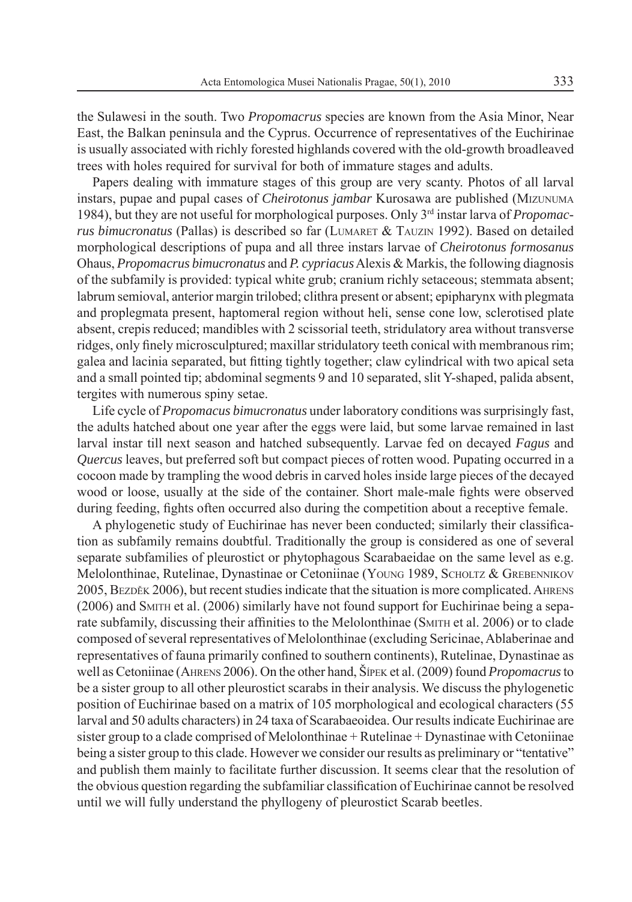the Sulawesi in the south. Two *Propomacrus* species are known from the Asia Minor, Near East, the Balkan peninsula and the Cyprus. Occurrence of representatives of the Euchirinae is usually associated with richly forested highlands covered with the old-growth broadleaved trees with holes required for survival for both of immature stages and adults.

Papers dealing with immature stages of this group are very scanty. Photos of all larval instars, pupae and pupal cases of *Cheirotonus jambar* Kurosawa are published (Mizunuma 1984), but they are not useful for morphological purposes. Only 3rd instar larva of *Propomacrus bimucronatus* (Pallas) is described so far (Lumaret & Tauzin 1992). Based on detailed morphological descriptions of pupa and all three instars larvae of *Cheirotonus formosanus* Ohaus, *Propomacrus bimucronatus* and *P. cypriacus* Alexis & Markis, the following diagnosis of the subfamily is provided: typical white grub; cranium richly setaceous; stemmata absent; labrum semioval, anterior margin trilobed; clithra present or absent; epipharynx with plegmata and proplegmata present, haptomeral region without heli, sense cone low, sclerotised plate absent, crepis reduced; mandibles with 2 scissorial teeth, stridulatory area without transverse ridges, only finely microsculptured; maxillar stridulatory teeth conical with membranous rim; galea and lacinia separated, but fitting tightly together; claw cylindrical with two apical seta and a small pointed tip; abdominal segments 9 and 10 separated, slit Y-shaped, palida absent, tergites with numerous spiny setae.

Life cycle of *Propomacus bimucronatus* under laboratory conditions was surprisingly fast, the adults hatched about one year after the eggs were laid, but some larvae remained in last larval instar till next season and hatched subsequently. Larvae fed on decayed *Fagus* and *Quercus* leaves, but preferred soft but compact pieces of rotten wood. Pupating occurred in a cocoon made by trampling the wood debris in carved holes inside large pieces of the decayed wood or loose, usually at the side of the container. Short male-male fights were observed during feeding, fights often occurred also during the competition about a receptive female.

A phylogenetic study of Euchirinae has never been conducted; similarly their classification as subfamily remains doubtful. Traditionally the group is considered as one of several separate subfamilies of pleurostict or phytophagous Scarabaeidae on the same level as e.g. Melolonthinae, Rutelinae, Dynastinae or Cetoniinae (Young 1989, Scholtz & Grebennikov 2005, Bezděk 2006), but recent studies indicate that the situation is more complicated. Ahrens (2006) and Smith et al. (2006) similarly have not found support for Euchirinae being a separate subfamily, discussing their affinities to the Melolonthinae (Smith et al. 2006) or to clade composed of several representatives of Melolonthinae (excluding Sericinae, Ablaberinae and representatives of fauna primarily confined to southern continents), Rutelinae, Dynastinae as well as Cetoniinae (Ahrens 2006). On the other hand, Šípek et al. (2009) found *Propomacrus* to be a sister group to all other pleurostict scarabs in their analysis. We discuss the phylogenetic position of Euchirinae based on a matrix of 105 morphological and ecological characters (55 larval and 50 adults characters) in 24 taxa of Scarabaeoidea. Our results indicate Euchirinae are sister group to a clade comprised of Melolonthinae + Rutelinae + Dynastinae with Cetoniinae being a sister group to this clade. However we consider our results as preliminary or "tentative" and publish them mainly to facilitate further discussion. It seems clear that the resolution of the obvious question regarding the subfamiliar classification of Euchirinae cannot be resolved until we will fully understand the phyllogeny of pleurostict Scarab beetles.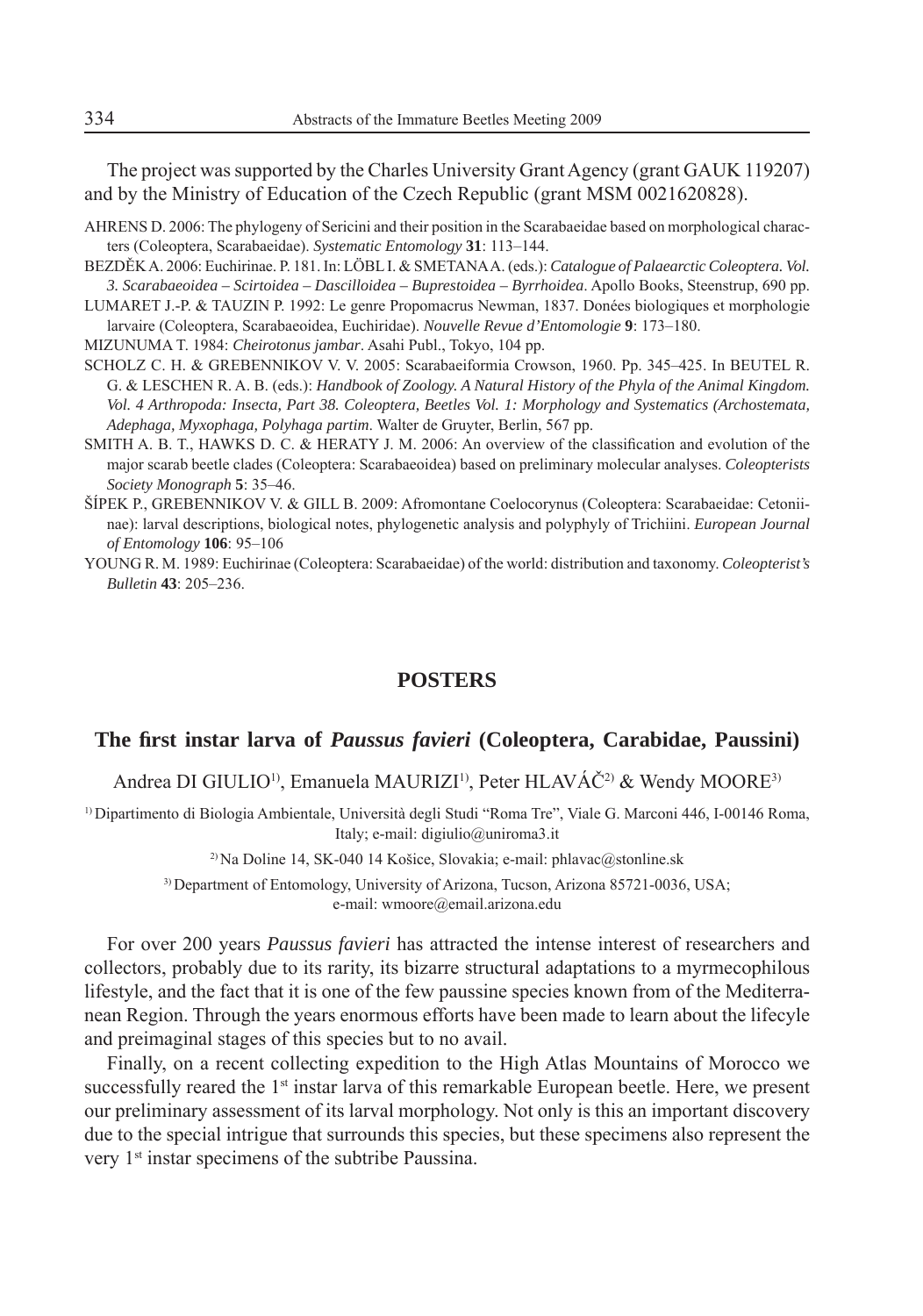The project was supported by the Charles University Grant Agency (grant GAUK 119207) and by the Ministry of Education of the Czech Republic (grant MSM 0021620828).

AHRENS D. 2006: The phylogeny of Sericini and their position in the Scarabaeidae based on morphological characters (Coleoptera, Scarabaeidae). *Systematic Entomology* **31**: 113–144.

BEZDĚK A. 2006: Euchirinae. P. 181. In: LÖBL I. & SMETANA A. (eds.): *Catalogue of Palaearctic Coleoptera. Vol. 3. Scarabaeoidea – Scirtoidea – Dascilloidea – Buprestoidea – Byrrhoidea*. Apollo Books, Steenstrup, 690 pp.

LUMARET J.-P. & TAUZIN P. 1992: Le genre Propomacrus Newman, 1837. Donées biologiques et morphologie larvaire (Coleoptera, Scarabaeoidea, Euchiridae). *Nouvelle Revue d'Entomologie* **9**: 173–180.

MIZUNUMA T. 1984: *Cheirotonus jambar*. Asahi Publ., Tokyo, 104 pp.

SCHOLZ C. H. & GREBENNIKOV V. V. 2005: Scarabaeiformia Crowson, 1960. Pp. 345–425. In BEUTEL R. G. & LESCHEN R. A. B. (eds.): *Handbook of Zoology. A Natural History of the Phyla of the Animal Kingdom. Vol. 4 Arthropoda: Insecta, Part 38. Coleoptera, Beetles Vol. 1: Morphology and Systematics (Archostemata, Adephaga, Myxophaga, Polyhaga partim*. Walter de Gruyter, Berlin, 567 pp.

SMITH A. B. T., HAWKS D. C. & HERATY J. M. 2006: An overview of the classification and evolution of the major scarab beetle clades (Coleoptera: Scarabaeoidea) based on preliminary molecular analyses. *Coleopterists Society Monograph* **5**: 35–46.

ŠÍPEK P., GREBENNIKOV V. & GILL B. 2009: Afromontane Coelocorynus (Coleoptera: Scarabaeidae: Cetoniinae): larval descriptions, biological notes, phylogenetic analysis and polyphyly of Trichiini. *European Journal of Entomology* **106**: 95–106

YOUNG R. M. 1989: Euchirinae (Coleoptera: Scarabaeidae) of the world: distribution and taxonomy. *Coleopterist's Bulletin* **43**: 205–236.

## POSTERS

### The first instar larva of *Paussus favieri* (Coleoptera, Carabidae, Paussini)

Andrea DI GIULIO[1], Emanuela MAURIZI[1], Peter HLAVÁČ[2] & Wendy MOORE[3]

[1] Dipartimento di Biologia Ambientale, Università degli Studi "Roma Tre", Viale G. Marconi 446, I-00146 Roma, Italy; e-mail: digiulio@uniroma3.it

[2] Na Doline 14, SK-040 14 Košice, Slovakia; e-mail: phlavac@stonline.sk

[3] Department of Entomology, University of Arizona, Tucson, Arizona 85721-0036, USA; e-mail: wmoore@email.arizona.edu

For over 200 years *Paussus favieri* has attracted the intense interest of researchers and collectors, probably due to its rarity, its bizarre structural adaptations to a myrmecophilous lifestyle, and the fact that it is one of the few paussine species known from of the Mediterranean Region. Through the years enormous efforts have been made to learn about the lifecyle and preimaginal stages of this species but to no avail.

Finally, on a recent collecting expedition to the High Atlas Mountains of Morocco we successfully reared the 1st instar larva of this remarkable European beetle. Here, we present our preliminary assessment of its larval morphology. Not only is this an important discovery due to the special intrigue that surrounds this species, but these specimens also represent the very 1st instar specimens of the subtribe Paussina.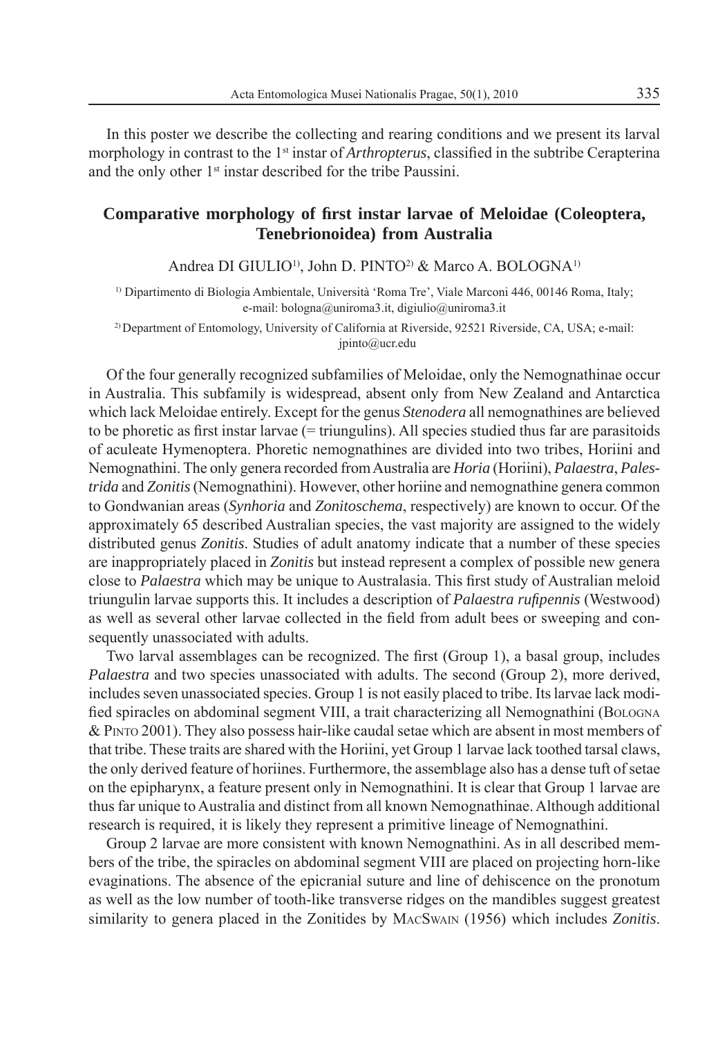In this poster we describe the collecting and rearing conditions and we present its larval morphology in contrast to the 1st instar of *Arthropterus*, classified in the subtribe Cerapterina and the only other 1st instar described for the tribe Paussini.

## Comparative morphology of first instar larvae of Meloidae (Coleoptera, Tenebrionoidea) from Australia

Andrea DI GIULIO[1)], John D. PINTO[2)] & Marco A. BOLOGNA[1)]

[1)] Dipartimento di Biologia Ambientale, Università 'Roma Tre', Viale Marconi 446, 00146 Roma, Italy; e-mail: bologna@uniroma3.it, digiulio@uniroma3.it

[2)] Department of Entomology, University of California at Riverside, 92521 Riverside, CA, USA; e-mail: jpinto@ucr.edu

Of the four generally recognized subfamilies of Meloidae, only the Nemognathinae occur in Australia. This subfamily is widespread, absent only from New Zealand and Antarctica which lack Meloidae entirely. Except for the genus *Stenodera* all nemognathines are believed to be phoretic as first instar larvae (= triungulins). All species studied thus far are parasitoids of aculeate Hymenoptera. Phoretic nemognathines are divided into two tribes, Horiini and Nemognathini. The only genera recorded from Australia are *Horia* (Horiini), *Palaestra*, *Palestrida* and *Zonitis* (Nemognathini). However, other horiine and nemognathine genera common to Gondwanian areas (*Synhoria* and *Zonitoschema*, respectively) are known to occur. Of the approximately 65 described Australian species, the vast majority are assigned to the widely distributed genus *Zonitis*. Studies of adult anatomy indicate that a number of these species are inappropriately placed in *Zonitis* but instead represent a complex of possible new genera close to *Palaestra* which may be unique to Australasia. This first study of Australian meloid triungulin larvae supports this. It includes a description of *Palaestra rufipennis* (Westwood) as well as several other larvae collected in the field from adult bees or sweeping and consequently unassociated with adults.

Two larval assemblages can be recognized. The first (Group 1), a basal group, includes *Palaestra* and two species unassociated with adults. The second (Group 2), more derived, includes seven unassociated species. Group 1 is not easily placed to tribe. Its larvae lack modified spiracles on abdominal segment VIII, a trait characterizing all Nemognathini (Bologna & Pinto 2001). They also possess hair-like caudal setae which are absent in most members of that tribe. These traits are shared with the Horiini, yet Group 1 larvae lack toothed tarsal claws, the only derived feature of horiines. Furthermore, the assemblage also has a dense tuft of setae on the epipharynx, a feature present only in Nemognathini. It is clear that Group 1 larvae are thus far unique to Australia and distinct from all known Nemognathinae. Although additional research is required, it is likely they represent a primitive lineage of Nemognathini.

Group 2 larvae are more consistent with known Nemognathini. As in all described members of the tribe, the spiracles on abdominal segment VIII are placed on projecting horn-like evaginations. The absence of the epicranial suture and line of dehiscence on the pronotum as well as the low number of tooth-like transverse ridges on the mandibles suggest greatest similarity to genera placed in the Zonitides by MacSwain (1956) which includes *Zonitis*.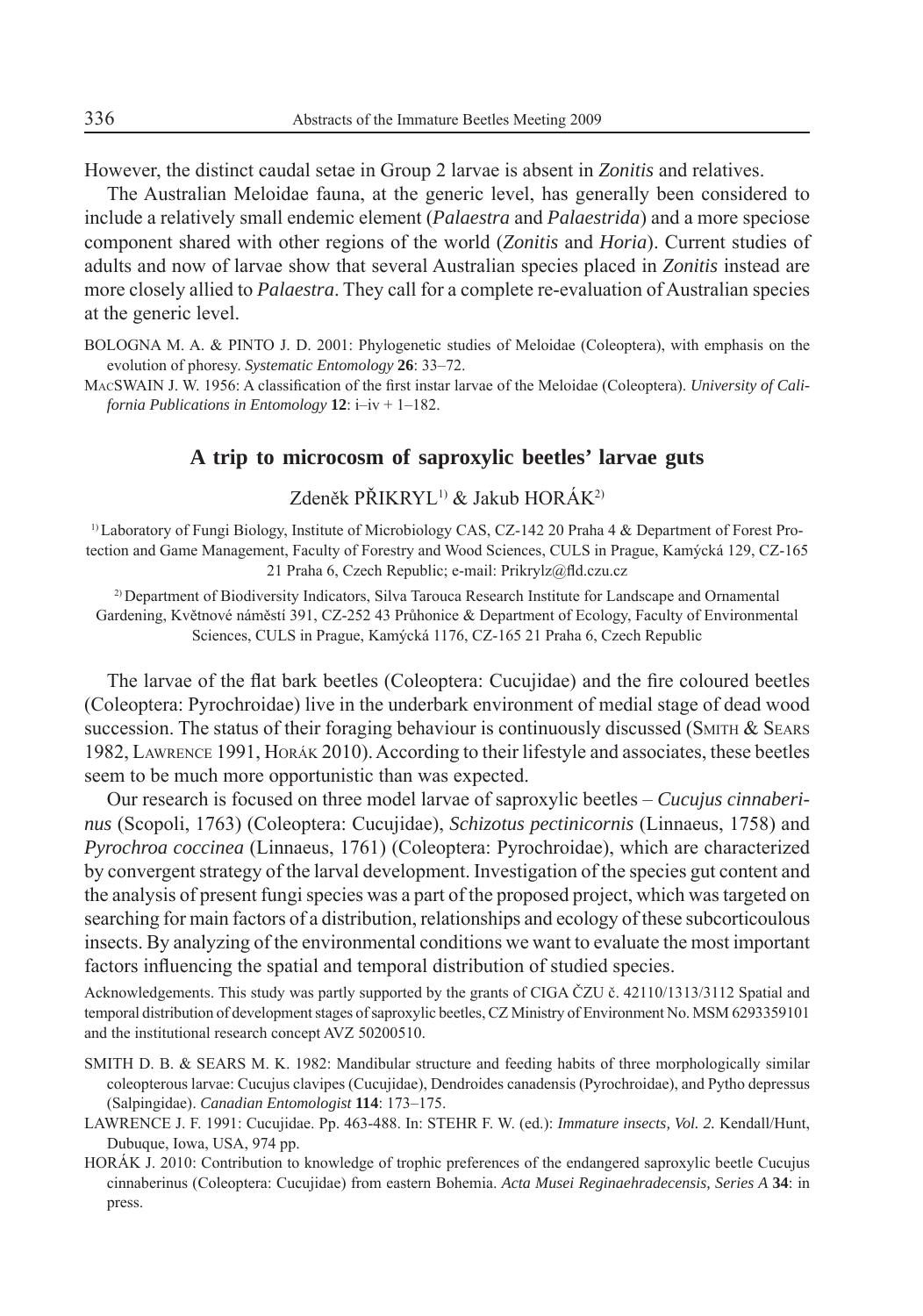However, the distinct caudal setae in Group 2 larvae is absent in *Zonitis* and relatives.

The Australian Meloidae fauna, at the generic level, has generally been considered to include a relatively small endemic element (*Palaestra* and *Palaestrida*) and a more speciose component shared with other regions of the world (*Zonitis* and *Horia*). Current studies of adults and now of larvae show that several Australian species placed in *Zonitis* instead are more closely allied to *Palaestra*. They call for a complete re-evaluation of Australian species at the generic level.

BOLOGNA M. A. & PINTO J. D. 2001: Phylogenetic studies of Meloidae (Coleoptera), with emphasis on the evolution of phoresy. *Systematic Entomology* **26**: 33–72.

MACSWAIN J. W. 1956: A classification of the first instar larvae of the Meloidae (Coleoptera). *University of California Publications in Entomology* **12**: i–iv + 1–182.

## A trip to microcosm of saproxylic beetles' larvae guts

Zdeněk PŘIKRYL[1] & Jakub HORÁK[2]

[1] Laboratory of Fungi Biology, Institute of Microbiology CAS, CZ-142 20 Praha 4 & Department of Forest Protection and Game Management, Faculty of Forestry and Wood Sciences, CULS in Prague, Kamýcká 129, CZ-165 21 Praha 6, Czech Republic; e-mail: Prikrylz@fld.czu.cz

[2] Department of Biodiversity Indicators, Silva Tarouca Research Institute for Landscape and Ornamental Gardening, Květnové náměstí 391, CZ-252 43 Průhonice & Department of Ecology, Faculty of Environmental Sciences, CULS in Prague, Kamýcká 1176, CZ-165 21 Praha 6, Czech Republic

The larvae of the flat bark beetles (Coleoptera: Cucujidae) and the fire coloured beetles (Coleoptera: Pyrochroidae) live in the underbark environment of medial stage of dead wood succession. The status of their foraging behaviour is continuously discussed (SMITH & SEARS 1982, LAWRENCE 1991, HORÁK 2010). According to their lifestyle and associates, these beetles seem to be much more opportunistic than was expected.

Our research is focused on three model larvae of saproxylic beetles – *Cucujus cinnaberinus* (Scopoli, 1763) (Coleoptera: Cucujidae), *Schizotus pectinicornis* (Linnaeus, 1758) and *Pyrochroa coccinea* (Linnaeus, 1761) (Coleoptera: Pyrochroidae), which are characterized by convergent strategy of the larval development. Investigation of the species gut content and the analysis of present fungi species was a part of the proposed project, which was targeted on searching for main factors of a distribution, relationships and ecology of these subcorticoulous insects. By analyzing of the environmental conditions we want to evaluate the most important factors influencing the spatial and temporal distribution of studied species.

Acknowledgements. This study was partly supported by the grants of CIGA ČZU č. 42110/1313/3112 Spatial and temporal distribution of development stages of saproxylic beetles, CZ Ministry of Environment No. MSM 6293359101 and the institutional research concept AVZ 50200510.

SMITH D. B. & SEARS M. K. 1982: Mandibular structure and feeding habits of three morphologically similar coleopterous larvae: Cucujus clavipes (Cucujidae), Dendroides canadensis (Pyrochroidae), and Pytho depressus (Salpingidae). *Canadian Entomologist* **114**: 173–175.

LAWRENCE J. F. 1991: Cucujidae. Pp. 463-488. In: STEHR F. W. (ed.): *Immature insects, Vol. 2.* Kendall/Hunt, Dubuque, Iowa, USA, 974 pp.

HORÁK J. 2010: Contribution to knowledge of trophic preferences of the endangered saproxylic beetle Cucujus cinnaberinus (Coleoptera: Cucujidae) from eastern Bohemia. *Acta Musei Reginaehradecensis, Series A* **34**: in press.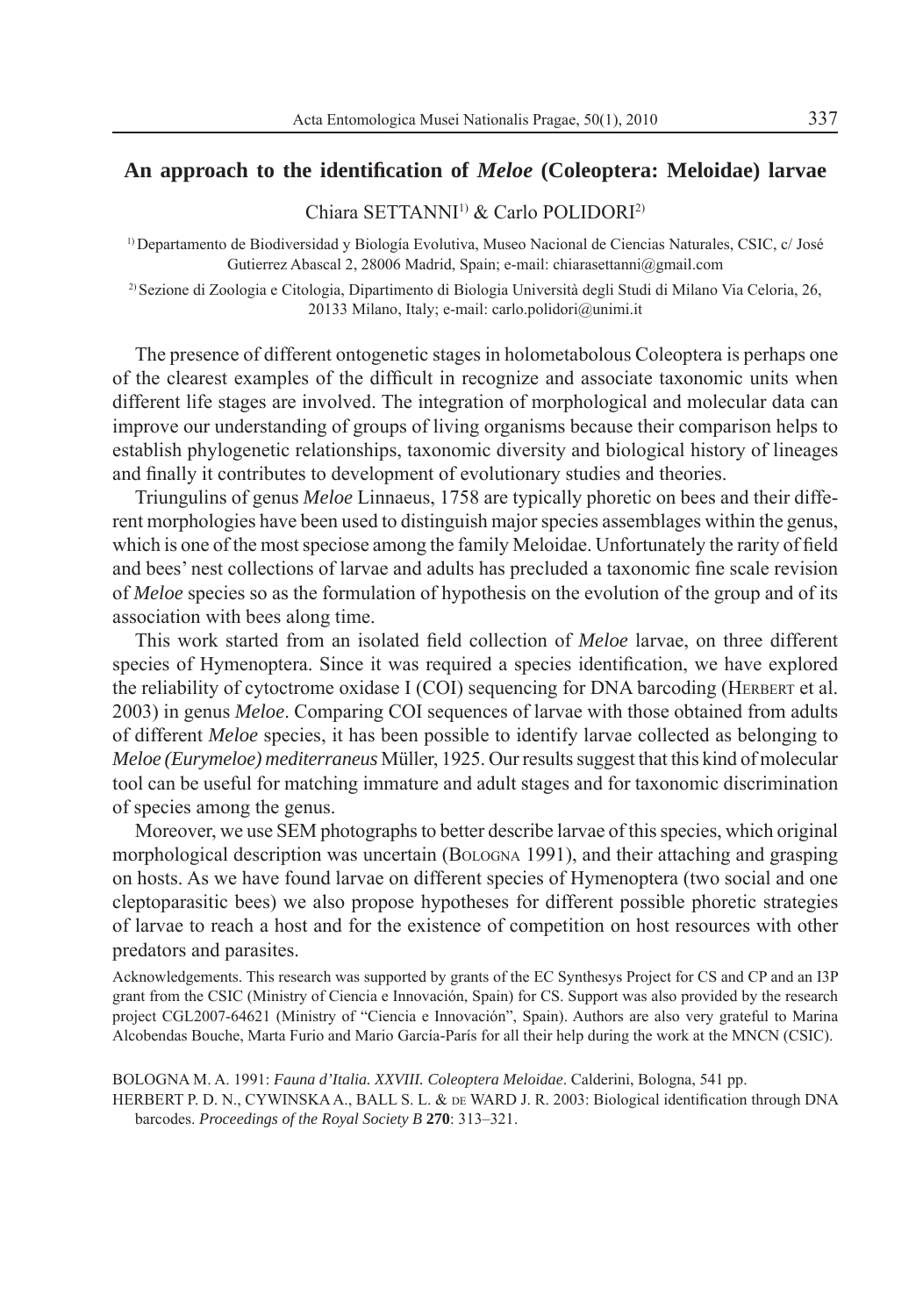## An approach to the identification of *Meloe* (Coleoptera: Meloidae) larvae

Chiara SETTANNI[1] & Carlo POLIDORI[2]

[1] Departamento de Biodiversidad y Biología Evolutiva, Museo Nacional de Ciencias Naturales, CSIC, c/ José Gutierrez Abascal 2, 28006 Madrid, Spain; e-mail: chiarasettanni@gmail.com

[2] Sezione di Zoologia e Citologia, Dipartimento di Biologia Università degli Studi di Milano Via Celoria, 26, 20133 Milano, Italy; e-mail: carlo.polidori@unimi.it

The presence of different ontogenetic stages in holometabolous Coleoptera is perhaps one of the clearest examples of the difficult in recognize and associate taxonomic units when different life stages are involved. The integration of morphological and molecular data can improve our understanding of groups of living organisms because their comparison helps to establish phylogenetic relationships, taxonomic diversity and biological history of lineages and finally it contributes to development of evolutionary studies and theories.

Triungulins of genus *Meloe* Linnaeus, 1758 are typically phoretic on bees and their different morphologies have been used to distinguish major species assemblages within the genus, which is one of the most speciose among the family Meloidae. Unfortunately the rarity of field and bees' nest collections of larvae and adults has precluded a taxonomic fine scale revision of *Meloe* species so as the formulation of hypothesis on the evolution of the group and of its association with bees along time.

This work started from an isolated field collection of *Meloe* larvae, on three different species of Hymenoptera. Since it was required a species identification, we have explored the reliability of cytoctrome oxidase I (COI) sequencing for DNA barcoding (HERBERT et al. 2003) in genus *Meloe*. Comparing COI sequences of larvae with those obtained from adults of different *Meloe* species, it has been possible to identify larvae collected as belonging to *Meloe (Eurymeloe) mediterraneus* Müller, 1925. Our results suggest that this kind of molecular tool can be useful for matching immature and adult stages and for taxonomic discrimination of species among the genus.

Moreover, we use SEM photographs to better describe larvae of this species, which original morphological description was uncertain (BOLOGNA 1991), and their attaching and grasping on hosts. As we have found larvae on different species of Hymenoptera (two social and one cleptoparasitic bees) we also propose hypotheses for different possible phoretic strategies of larvae to reach a host and for the existence of competition on host resources with other predators and parasites.

Acknowledgements. This research was supported by grants of the EC Synthesys Project for CS and CP and an I3P grant from the CSIC (Ministry of Ciencia e Innovación, Spain) for CS. Support was also provided by the research project CGL2007-64621 (Ministry of "Ciencia e Innovación", Spain). Authors are also very grateful to Marina Alcobendas Bouche, Marta Furio and Mario García-París for all their help during the work at the MNCN (CSIC).

BOLOGNA M. A. 1991: *Fauna d'Italia. XXVIII. Coleoptera Meloidae*. Calderini, Bologna, 541 pp.

HERBERT P. D. N., CYWINSKA A., BALL S. L. & DE WARD J. R. 2003: Biological identification through DNA barcodes. *Proceedings of the Royal Society B* **270**: 313–321.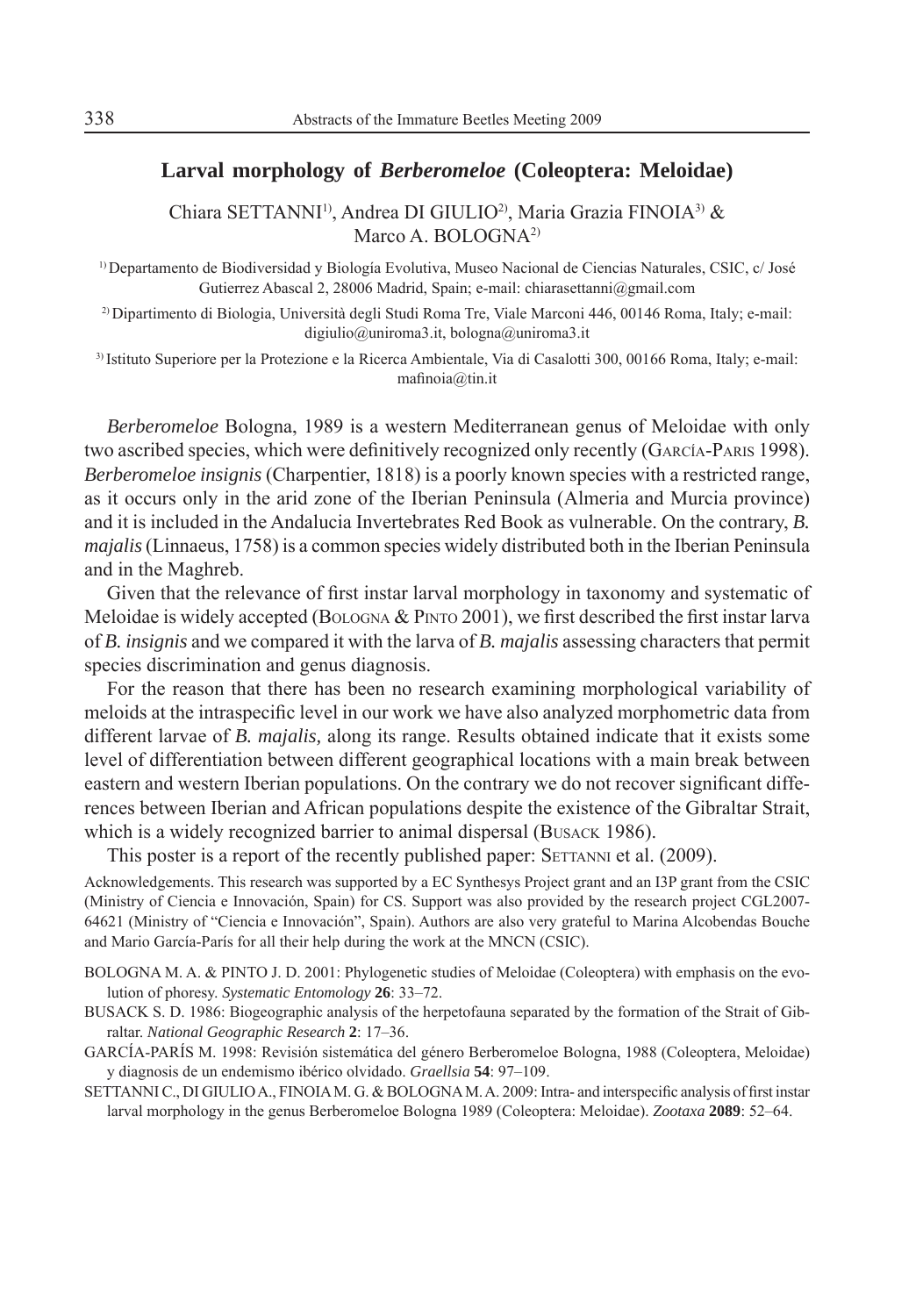## Larval morphology of *Berberomeloe* (Coleoptera: Meloidae)

Chiara SETTANNI[1], Andrea DI GIULIO[2], Maria Grazia FINOIA[3] & Marco A. BOLOGNA[2]

[1] Departamento de Biodiversidad y Biología Evolutiva, Museo Nacional de Ciencias Naturales, CSIC, c/ José Gutierrez Abascal 2, 28006 Madrid, Spain; e-mail: chiarasettanni@gmail.com

[2] Dipartimento di Biologia, Università degli Studi Roma Tre, Viale Marconi 446, 00146 Roma, Italy; e-mail: digiulio@uniroma3.it, bologna@uniroma3.it

[3] Istituto Superiore per la Protezione e la Ricerca Ambientale, Via di Casalotti 300, 00166 Roma, Italy; e-mail: mafinoia@tin.it

*Berberomeloe* Bologna, 1989 is a western Mediterranean genus of Meloidae with only two ascribed species, which were definitively recognized only recently (García-Paris 1998). *Berberomeloe insignis* (Charpentier, 1818) is a poorly known species with a restricted range, as it occurs only in the arid zone of the Iberian Peninsula (Almeria and Murcia province) and it is included in the Andalucia Invertebrates Red Book as vulnerable. On the contrary, *B. majalis* (Linnaeus, 1758) is a common species widely distributed both in the Iberian Peninsula and in the Maghreb.

Given that the relevance of first instar larval morphology in taxonomy and systematic of Meloidae is widely accepted (Bologna & Pinto 2001), we first described the first instar larva of *B. insignis* and we compared it with the larva of *B. majalis* assessing characters that permit species discrimination and genus diagnosis.

For the reason that there has been no research examining morphological variability of meloids at the intraspecific level in our work we have also analyzed morphometric data from different larvae of *B. majalis,* along its range. Results obtained indicate that it exists some level of differentiation between different geographical locations with a main break between eastern and western Iberian populations. On the contrary we do not recover significant differences between Iberian and African populations despite the existence of the Gibraltar Strait, which is a widely recognized barrier to animal dispersal (Busack 1986).

This poster is a report of the recently published paper: Settanni et al. (2009).

Acknowledgements. This research was supported by a EC Synthesys Project grant and an I3P grant from the CSIC (Ministry of Ciencia e Innovación, Spain) for CS. Support was also provided by the research project CGL2007-64621 (Ministry of "Ciencia e Innovación", Spain). Authors are also very grateful to Marina Alcobendas Bouche and Mario García-París for all their help during the work at the MNCN (CSIC).

BOLOGNA M. A. & PINTO J. D. 2001: Phylogenetic studies of Meloidae (Coleoptera) with emphasis on the evolution of phoresy. *Systematic Entomology* **26**: 33–72.

BUSACK S. D. 1986: Biogeographic analysis of the herpetofauna separated by the formation of the Strait of Gibraltar. *National Geographic Research* **2**: 17–36.

GARCÍA-PARÍS M. 1998: Revisión sistemática del género Berberomeloe Bologna, 1988 (Coleoptera, Meloidae) y diagnosis de un endemismo ibérico olvidado. *Graellsia* **54**: 97–109.

SETTANNI C., DI GIULIO A., FINOIA M. G. & BOLOGNA M. A. 2009: Intra- and interspecific analysis of first instar larval morphology in the genus Berberomeloe Bologna 1989 (Coleoptera: Meloidae). *Zootaxa* **2089**: 52–64.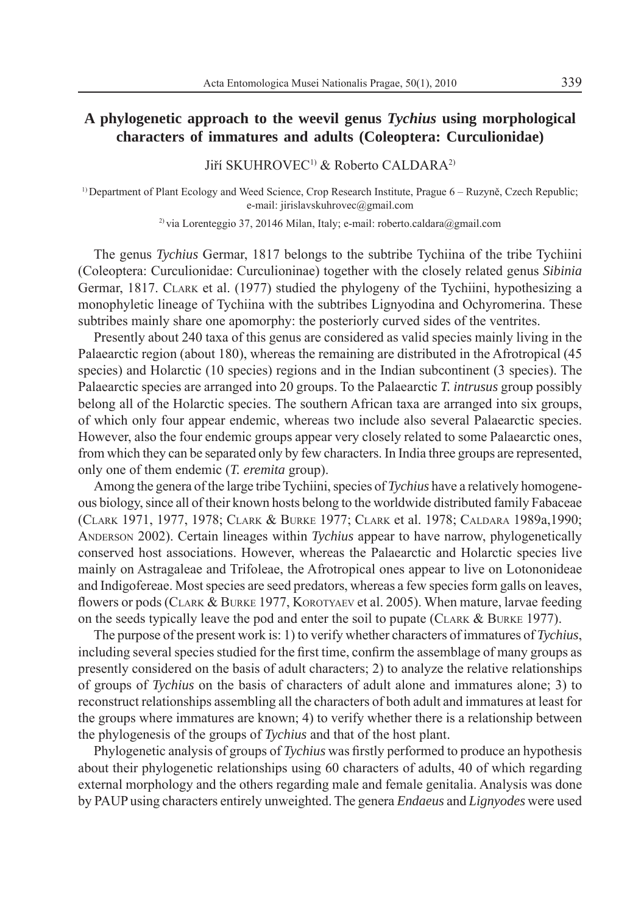# A phylogenetic approach to the weevil genus *Tychius* using morphological characters of immatures and adults (Coleoptera: Curculionidae)

Jiří SKUHROVEC[1] & Roberto CALDARA[2]

[1] Department of Plant Ecology and Weed Science, Crop Research Institute, Prague 6 – Ruzyně, Czech Republic; e-mail: jirislavskuhrovec@gmail.com

[2] via Lorenteggio 37, 20146 Milan, Italy; e-mail: roberto.caldara@gmail.com

The genus *Tychius* Germar, 1817 belongs to the subtribe Tychiina of the tribe Tychiini (Coleoptera: Curculionidae: Curculioninae) together with the closely related genus *Sibinia* Germar, 1817. Clark et al. (1977) studied the phylogeny of the Tychiini, hypothesizing a monophyletic lineage of Tychiina with the subtribes Lignyodina and Ochyromerina. These subtribes mainly share one apomorphy: the posteriorly curved sides of the ventrites.

Presently about 240 taxa of this genus are considered as valid species mainly living in the Palaearctic region (about 180), whereas the remaining are distributed in the Afrotropical (45 species) and Holarctic (10 species) regions and in the Indian subcontinent (3 species). The Palaearctic species are arranged into 20 groups. To the Palaearctic *T. intrusus* group possibly belong all of the Holarctic species. The southern African taxa are arranged into six groups, of which only four appear endemic, whereas two include also several Palaearctic species. However, also the four endemic groups appear very closely related to some Palaearctic ones, from which they can be separated only by few characters. In India three groups are represented, only one of them endemic (*T. eremita* group).

Among the genera of the large tribe Tychiini, species of *Tychius* have a relatively homogeneous biology, since all of their known hosts belong to the worldwide distributed family Fabaceae (Clark 1971, 1977, 1978; Clark & Burke 1977; Clark et al. 1978; Caldara 1989a,1990; Anderson 2002). Certain lineages within *Tychius* appear to have narrow, phylogenetically conserved host associations. However, whereas the Palaearctic and Holarctic species live mainly on Astragaleae and Trifoleae, the Afrotropical ones appear to live on Lotononideae and Indigofereae. Most species are seed predators, whereas a few species form galls on leaves, flowers or pods (Clark & Burke 1977, Korotyaev et al. 2005). When mature, larvae feeding on the seeds typically leave the pod and enter the soil to pupate (Clark & Burke 1977).

The purpose of the present work is: 1) to verify whether characters of immatures of *Tychius*, including several species studied for the first time, confirm the assemblage of many groups as presently considered on the basis of adult characters; 2) to analyze the relative relationships of groups of *Tychius* on the basis of characters of adult alone and immatures alone; 3) to reconstruct relationships assembling all the characters of both adult and immatures at least for the groups where immatures are known; 4) to verify whether there is a relationship between the phylogenesis of the groups of *Tychius* and that of the host plant.

Phylogenetic analysis of groups of *Tychius* was firstly performed to produce an hypothesis about their phylogenetic relationships using 60 characters of adults, 40 of which regarding external morphology and the others regarding male and female genitalia. Analysis was done by PAUP using characters entirely unweighted. The genera *Endaeus* and *Lignyodes* were used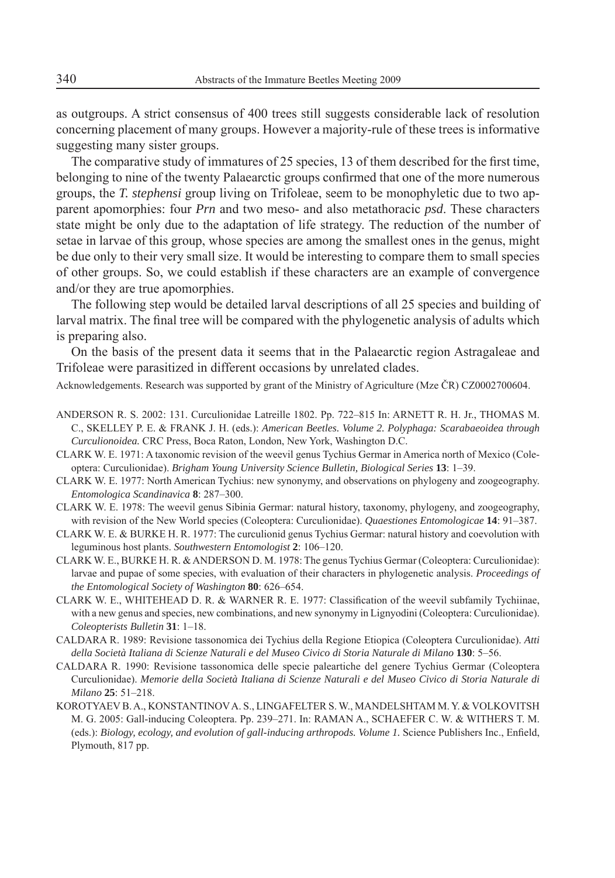as outgroups. A strict consensus of 400 trees still suggests considerable lack of resolution concerning placement of many groups. However a majority-rule of these trees is informative suggesting many sister groups.

The comparative study of immatures of 25 species, 13 of them described for the first time, belonging to nine of the twenty Palaearctic groups confirmed that one of the more numerous groups, the *T. stephensi* group living on Trifoleae, seem to be monophyletic due to two apparent apomorphies: four *Prn* and two meso- and also metathoracic *psd*. These characters state might be only due to the adaptation of life strategy. The reduction of the number of setae in larvae of this group, whose species are among the smallest ones in the genus, might be due only to their very small size. It would be interesting to compare them to small species of other groups. So, we could establish if these characters are an example of convergence and/or they are true apomorphies.

The following step would be detailed larval descriptions of all 25 species and building of larval matrix. The final tree will be compared with the phylogenetic analysis of adults which is preparing also.

On the basis of the present data it seems that in the Palaearctic region Astragaleae and Trifoleae were parasitized in different occasions by unrelated clades.

Acknowledgements. Research was supported by grant of the Ministry of Agriculture (Mze ČR) CZ0002700604.

ANDERSON R. S. 2002: 131. Curculionidae Latreille 1802. Pp. 722–815 In: ARNETT R. H. Jr., THOMAS M. C., SKELLEY P. E. & FRANK J. H. (eds.): *American Beetles. Volume 2. Polyphaga: Scarabaeoidea through Curculionoidea.* CRC Press, Boca Raton, London, New York, Washington D.C.

CLARK W. E. 1971: A taxonomic revision of the weevil genus Tychius Germar in America north of Mexico (Coleoptera: Curculionidae). *Brigham Young University Science Bulletin, Biological Series* **13**: 1–39.

CLARK W. E. 1977: North American Tychius: new synonymy, and observations on phylogeny and zoogeography. *Entomologica Scandinavica* **8**: 287–300.

CLARK W. E. 1978: The weevil genus Sibinia Germar: natural history, taxonomy, phylogeny, and zoogeography, with revision of the New World species (Coleoptera: Curculionidae). *Quaestiones Entomologicae* **14**: 91–387.

CLARK W. E. & BURKE H. R. 1977: The curculionid genus Tychius Germar: natural history and coevolution with leguminous host plants. *Southwestern Entomologist* **2**: 106–120.

CLARK W. E., BURKE H. R. & ANDERSON D. M. 1978: The genus Tychius Germar (Coleoptera: Curculionidae): larvae and pupae of some species, with evaluation of their characters in phylogenetic analysis. *Proceedings of the Entomological Society of Washington* **80**: 626–654.

CLARK W. E., WHITEHEAD D. R. & WARNER R. E. 1977: Classification of the weevil subfamily Tychiinae, with a new genus and species, new combinations, and new synonymy in Lignyodini (Coleoptera: Curculionidae). *Coleopterists Bulletin* **31**: 1–18.

CALDARA R. 1989: Revisione tassonomica dei Tychius della Regione Etiopica (Coleoptera Curculionidae). *Atti della Società Italiana di Scienze Naturali e del Museo Civico di Storia Naturale di Milano* **130**: 5–56.

CALDARA R. 1990: Revisione tassonomica delle specie paleartiche del genere Tychius Germar (Coleoptera Curculionidae). *Memorie della Società Italiana di Scienze Naturali e del Museo Civico di Storia Naturale di Milano* **25**: 51–218.

KOROTYAEV B. A., KONSTANTINOV A. S., LINGAFELTER S. W., MANDELSHTAM M. Y. & VOLKOVITSH M. G. 2005: Gall-inducing Coleoptera. Pp. 239–271. In: RAMAN A., SCHAEFER C. W. & WITHERS T. M. (eds.): *Biology, ecology, and evolution of gall-inducing arthropods. Volume 1.* Science Publishers Inc., Enfield, Plymouth, 817 pp.